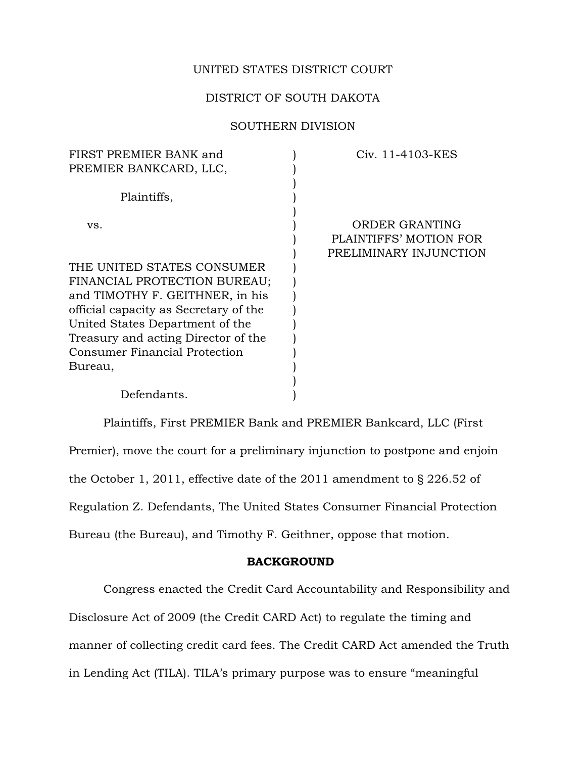UNITED STATES DISTRICT COURT

DISTRICT OF SOUTH DAKOTA

SOUTHERN DIVISION

| | | |
|---|---|---|
| FIRST PREMIER BANK and PREMIER BANKCARD, LLC,<br><br>Plaintiffs,<br><br>vs.<br><br>THE UNITED STATES CONSUMER FINANCIAL PROTECTION BUREAU; and TIMOTHY F. GEITHNER, in his official capacity as Secretary of the United States Department of the Treasury and acting Director of the Consumer Financial Protection Bureau,<br><br>Defendants. | ) | Civ. 11-4103-KES<br><br>ORDER GRANTING PLAINTIFFS' MOTION FOR PRELIMINARY INJUNCTION |

Plaintiffs, First PREMIER Bank and PREMIER Bankcard, LLC (First Premier), move the court for a preliminary injunction to postpone and enjoin the October 1, 2011, effective date of the 2011 amendment to § 226.52 of Regulation Z. Defendants, The United States Consumer Financial Protection Bureau (the Bureau), and Timothy F. Geithner, oppose that motion.

**BACKGROUND**

Congress enacted the Credit Card Accountability and Responsibility and Disclosure Act of 2009 (the Credit CARD Act) to regulate the timing and manner of collecting credit card fees. The Credit CARD Act amended the Truth in Lending Act (TILA). TILA's primary purpose was to ensure "meaningful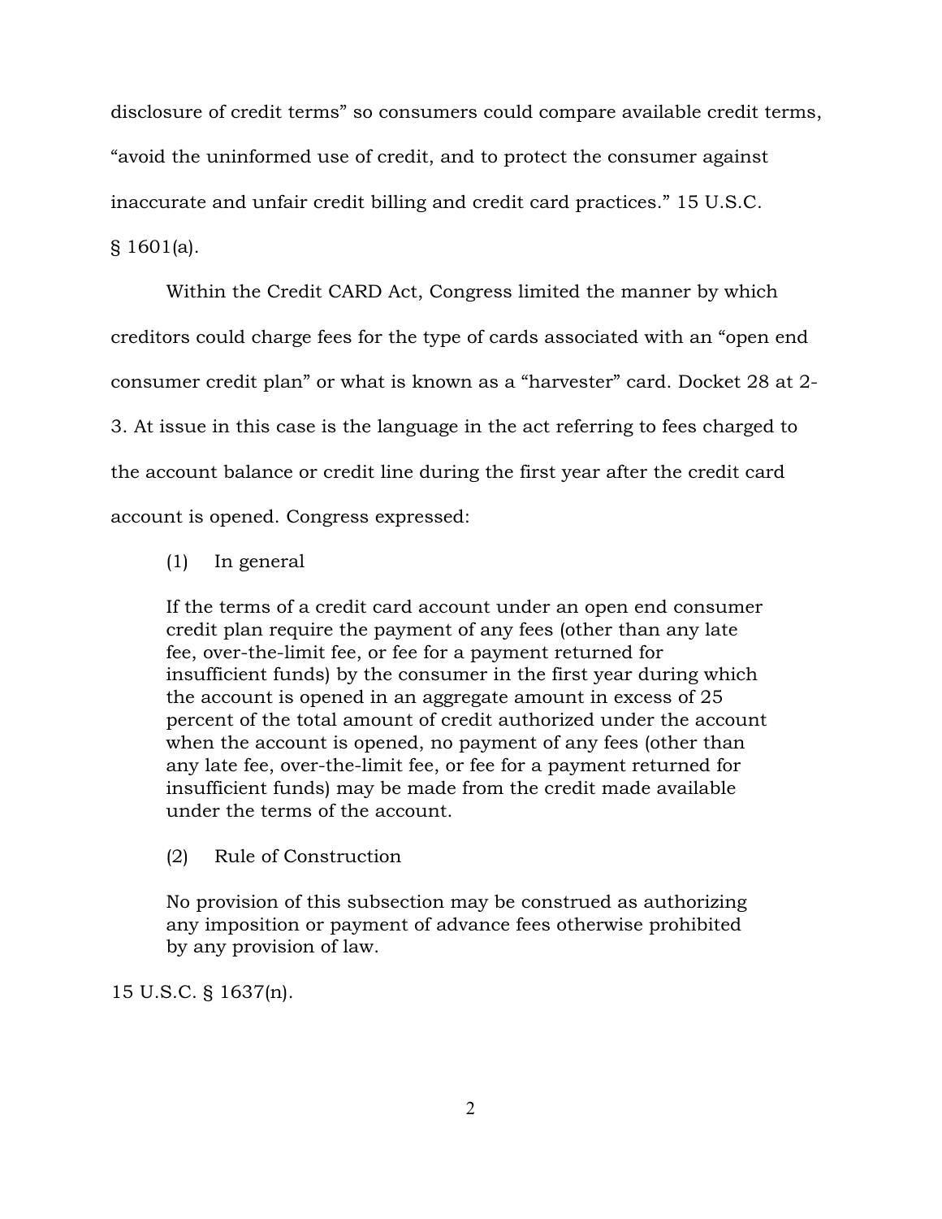disclosure of credit terms" so consumers could compare available credit terms, "avoid the uninformed use of credit, and to protect the consumer against inaccurate and unfair credit billing and credit card practices." 15 U.S.C. § 1601(a).

Within the Credit CARD Act, Congress limited the manner by which creditors could charge fees for the type of cards associated with an "open end consumer credit plan" or what is known as a "harvester" card. Docket 28 at 2-3. At issue in this case is the language in the act referring to fees charged to the account balance or credit line during the first year after the credit card account is opened. Congress expressed:

> (1) In general
>
> If the terms of a credit card account under an open end consumer credit plan require the payment of any fees (other than any late fee, over-the-limit fee, or fee for a payment returned for insufficient funds) by the consumer in the first year during which the account is opened in an aggregate amount in excess of 25 percent of the total amount of credit authorized under the account when the account is opened, no payment of any fees (other than any late fee, over-the-limit fee, or fee for a payment returned for insufficient funds) may be made from the credit made available under the terms of the account.
>
> (2) Rule of Construction
>
> No provision of this subsection may be construed as authorizing any imposition or payment of advance fees otherwise prohibited by any provision of law.

15 U.S.C. § 1637(n).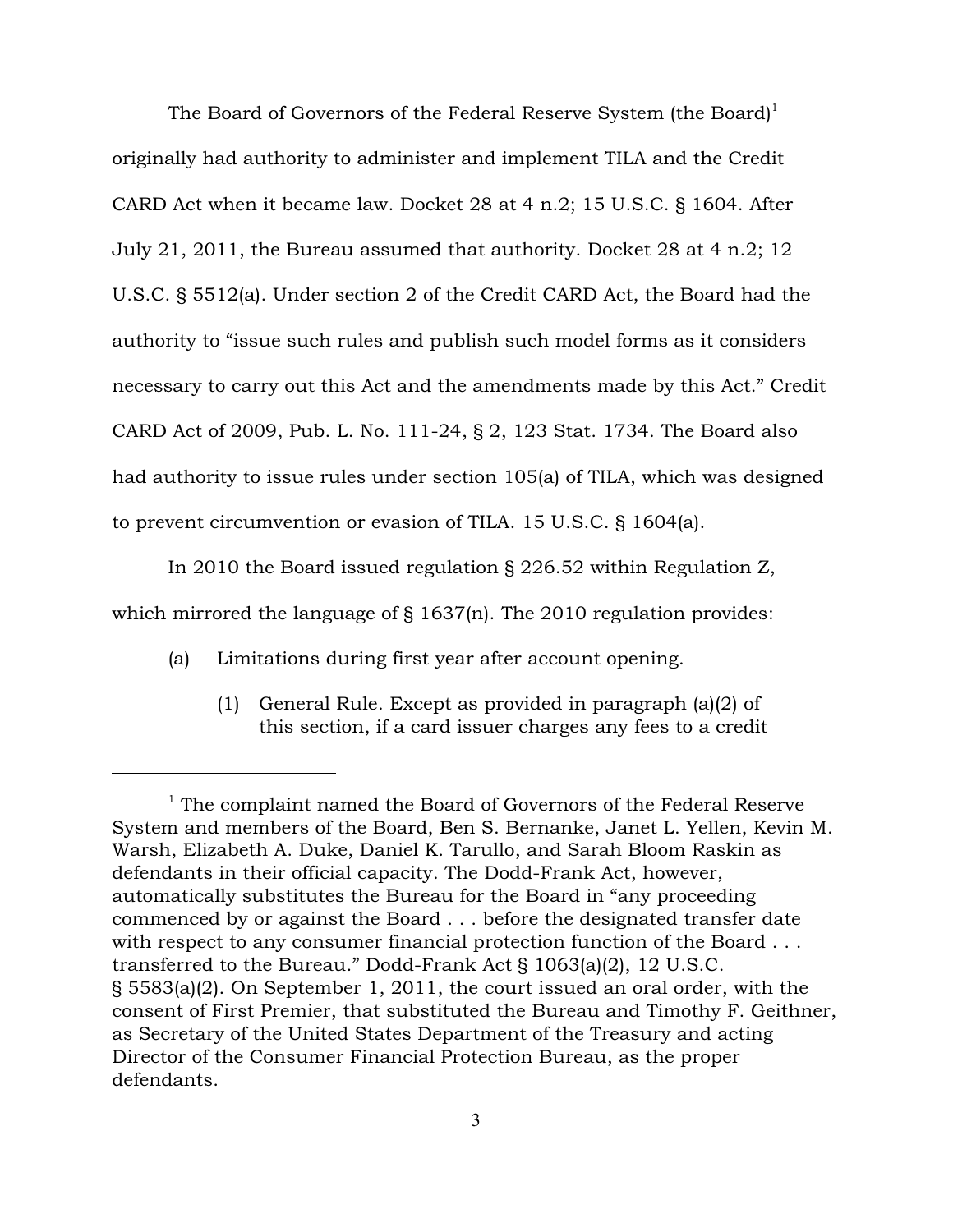The Board of Governors of the Federal Reserve System (the Board)[1] originally had authority to administer and implement TILA and the Credit CARD Act when it became law. Docket 28 at 4 n.2; 15 U.S.C. § 1604. After July 21, 2011, the Bureau assumed that authority. Docket 28 at 4 n.2; 12 U.S.C. § 5512(a). Under section 2 of the Credit CARD Act, the Board had the authority to "issue such rules and publish such model forms as it considers necessary to carry out this Act and the amendments made by this Act." Credit CARD Act of 2009, Pub. L. No. 111-24, § 2, 123 Stat. 1734. The Board also had authority to issue rules under section 105(a) of TILA, which was designed to prevent circumvention or evasion of TILA. 15 U.S.C. § 1604(a).

In 2010 the Board issued regulation § 226.52 within Regulation Z, which mirrored the language of § 1637(n). The 2010 regulation provides:

> (a) Limitations during first year after account opening.
>
> > (1) General Rule. Except as provided in paragraph (a)(2) of this section, if a card issuer charges any fees to a credit

---

[1] The complaint named the Board of Governors of the Federal Reserve System and members of the Board, Ben S. Bernanke, Janet L. Yellen, Kevin M. Warsh, Elizabeth A. Duke, Daniel K. Tarullo, and Sarah Bloom Raskin as defendants in their official capacity. The Dodd-Frank Act, however, automatically substitutes the Bureau for the Board in "any proceeding commenced by or against the Board . . . before the designated transfer date with respect to any consumer financial protection function of the Board . . . transferred to the Bureau." Dodd-Frank Act § 1063(a)(2), 12 U.S.C. § 5583(a)(2). On September 1, 2011, the court issued an oral order, with the consent of First Premier, that substituted the Bureau and Timothy F. Geithner, as Secretary of the United States Department of the Treasury and acting Director of the Consumer Financial Protection Bureau, as the proper defendants.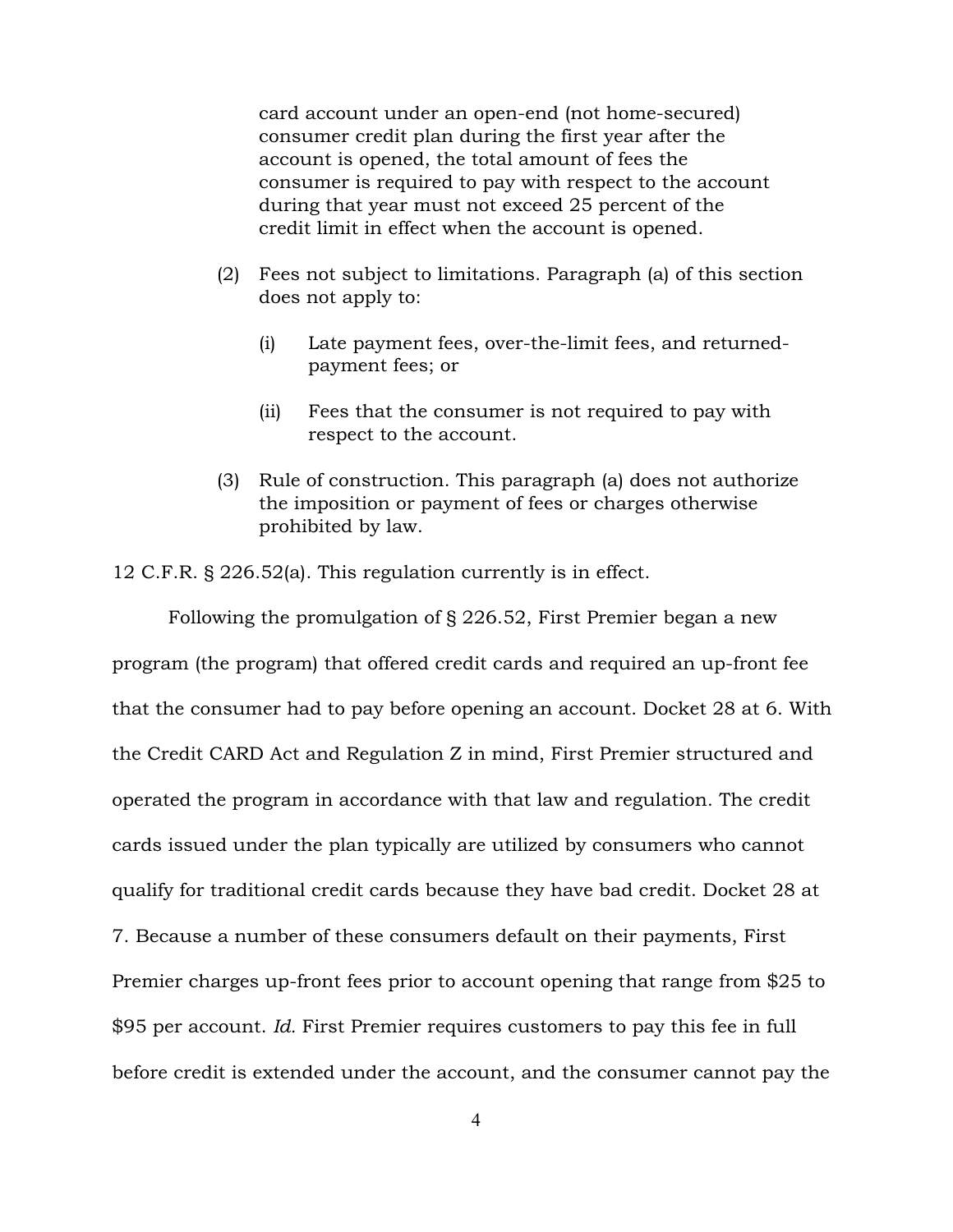> card account under an open-end (not home-secured) consumer credit plan during the first year after the account is opened, the total amount of fees the consumer is required to pay with respect to the account during that year must not exceed 25 percent of the credit limit in effect when the account is opened.
>
> (2) Fees not subject to limitations. Paragraph (a) of this section does not apply to:
>
> (i) Late payment fees, over-the-limit fees, and returned-payment fees; or
>
> (ii) Fees that the consumer is not required to pay with respect to the account.
>
> (3) Rule of construction. This paragraph (a) does not authorize the imposition or payment of fees or charges otherwise prohibited by law.

12 C.F.R. § 226.52(a). This regulation currently is in effect.

Following the promulgation of § 226.52, First Premier began a new program (the program) that offered credit cards and required an up-front fee that the consumer had to pay before opening an account. Docket 28 at 6. With the Credit CARD Act and Regulation Z in mind, First Premier structured and operated the program in accordance with that law and regulation. The credit cards issued under the plan typically are utilized by consumers who cannot qualify for traditional credit cards because they have bad credit. Docket 28 at 7. Because a number of these consumers default on their payments, First Premier charges up-front fees prior to account opening that range from $25 to $95 per account. *Id.* First Premier requires customers to pay this fee in full before credit is extended under the account, and the consumer cannot pay the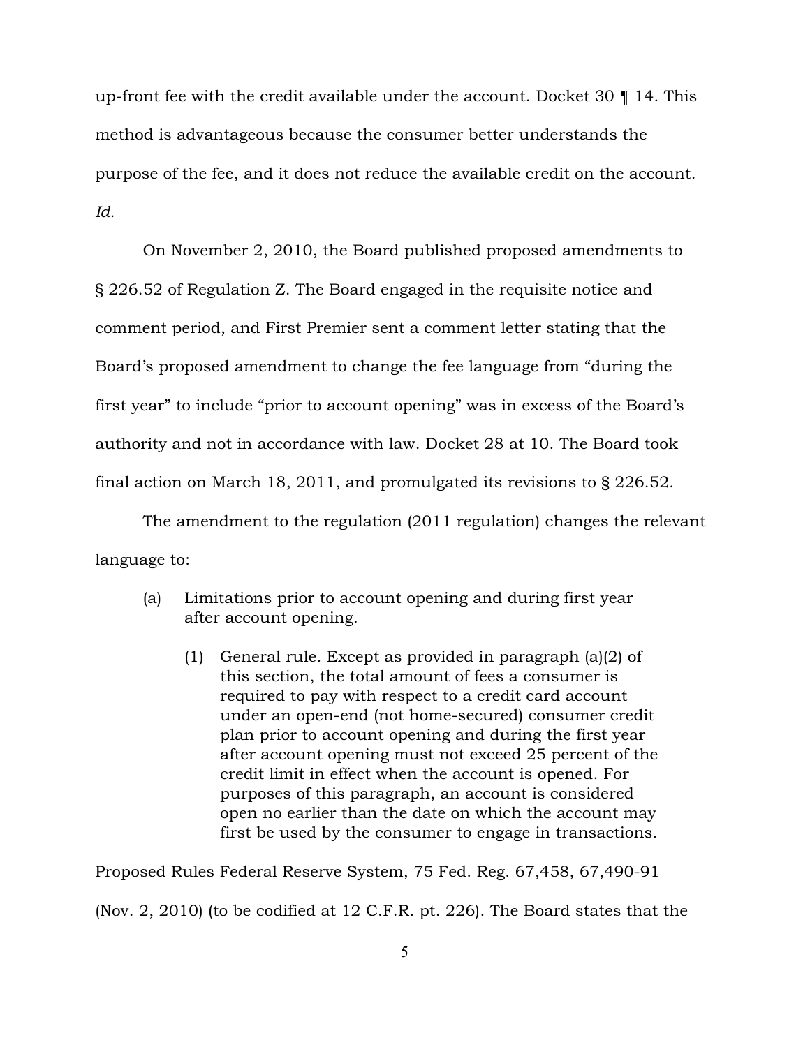up-front fee with the credit available under the account. Docket 30 ¶ 14. This method is advantageous because the consumer better understands the purpose of the fee, and it does not reduce the available credit on the account. *Id.*

On November 2, 2010, the Board published proposed amendments to § 226.52 of Regulation Z. The Board engaged in the requisite notice and comment period, and First Premier sent a comment letter stating that the Board's proposed amendment to change the fee language from "during the first year" to include "prior to account opening" was in excess of the Board's authority and not in accordance with law. Docket 28 at 10. The Board took final action on March 18, 2011, and promulgated its revisions to § 226.52.

The amendment to the regulation (2011 regulation) changes the relevant language to:

> (a) Limitations prior to account opening and during first year after account opening.
>
> > (1) General rule. Except as provided in paragraph (a)(2) of this section, the total amount of fees a consumer is required to pay with respect to a credit card account under an open-end (not home-secured) consumer credit plan prior to account opening and during the first year after account opening must not exceed 25 percent of the credit limit in effect when the account is opened. For purposes of this paragraph, an account is considered open no earlier than the date on which the account may first be used by the consumer to engage in transactions.

Proposed Rules Federal Reserve System, 75 Fed. Reg. 67,458, 67,490-91 (Nov. 2, 2010) (to be codified at 12 C.F.R. pt. 226). The Board states that the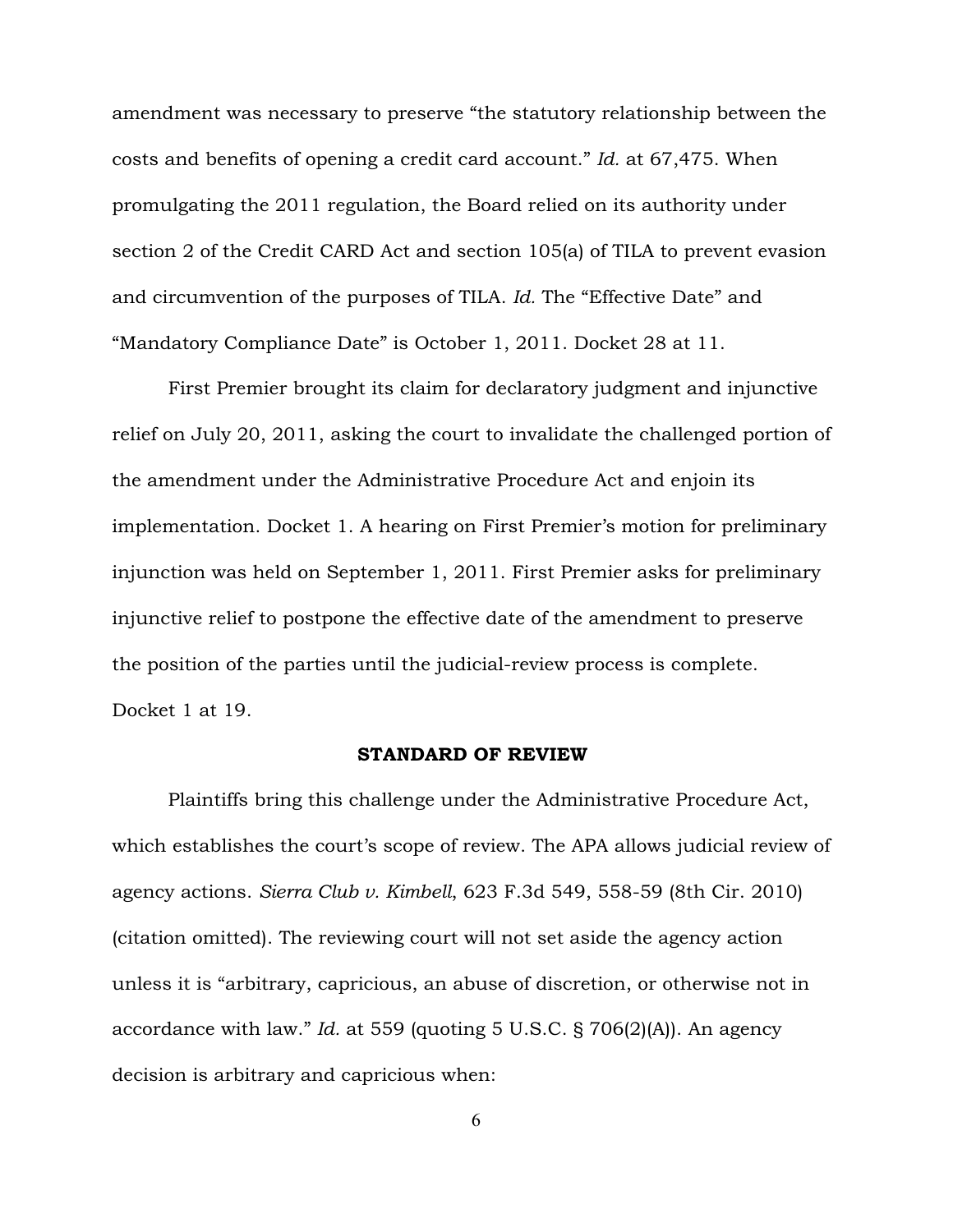amendment was necessary to preserve "the statutory relationship between the costs and benefits of opening a credit card account." *Id.* at 67,475. When promulgating the 2011 regulation, the Board relied on its authority under section 2 of the Credit CARD Act and section 105(a) of TILA to prevent evasion and circumvention of the purposes of TILA. *Id.* The "Effective Date" and "Mandatory Compliance Date" is October 1, 2011. Docket 28 at 11.

First Premier brought its claim for declaratory judgment and injunctive relief on July 20, 2011, asking the court to invalidate the challenged portion of the amendment under the Administrative Procedure Act and enjoin its implementation. Docket 1. A hearing on First Premier's motion for preliminary injunction was held on September 1, 2011. First Premier asks for preliminary injunctive relief to postpone the effective date of the amendment to preserve the position of the parties until the judicial-review process is complete. Docket 1 at 19.

**STANDARD OF REVIEW**

Plaintiffs bring this challenge under the Administrative Procedure Act, which establishes the court's scope of review. The APA allows judicial review of agency actions. *Sierra Club v. Kimbell*, 623 F.3d 549, 558-59 (8th Cir. 2010) (citation omitted). The reviewing court will not set aside the agency action unless it is "arbitrary, capricious, an abuse of discretion, or otherwise not in accordance with law." *Id.* at 559 (quoting 5 U.S.C. § 706(2)(A)). An agency decision is arbitrary and capricious when: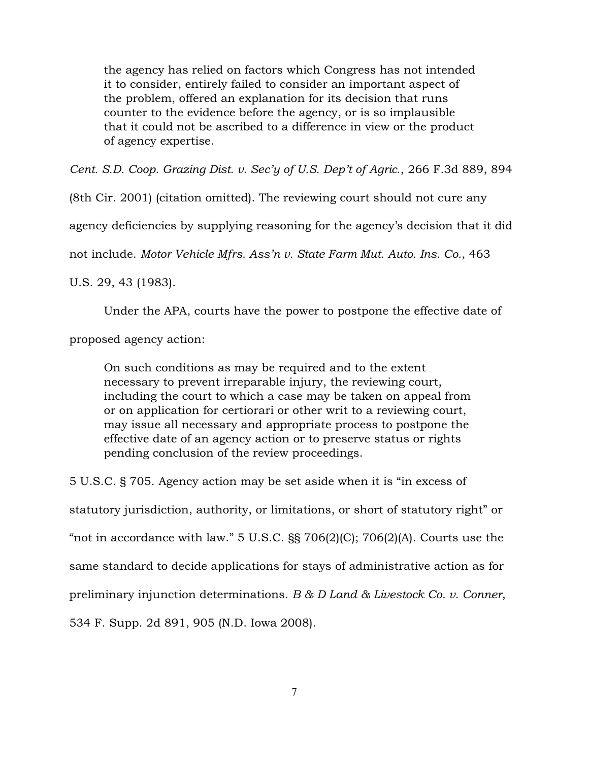> the agency has relied on factors which Congress has not intended it to consider, entirely failed to consider an important aspect of the problem, offered an explanation for its decision that runs counter to the evidence before the agency, or is so implausible that it could not be ascribed to a difference in view or the product of agency expertise.

*Cent. S.D. Coop. Grazing Dist. v. Sec'y of U.S. Dep't of Agric.*, 266 F.3d 889, 894 (8th Cir. 2001) (citation omitted). The reviewing court should not cure any agency deficiencies by supplying reasoning for the agency's decision that it did not include. *Motor Vehicle Mfrs. Ass'n v. State Farm Mut. Auto. Ins. Co.*, 463 U.S. 29, 43 (1983).

Under the APA, courts have the power to postpone the effective date of proposed agency action:

> On such conditions as may be required and to the extent necessary to prevent irreparable injury, the reviewing court, including the court to which a case may be taken on appeal from or on application for certiorari or other writ to a reviewing court, may issue all necessary and appropriate process to postpone the effective date of an agency action or to preserve status or rights pending conclusion of the review proceedings.

5 U.S.C. § 705. Agency action may be set aside when it is "in excess of statutory jurisdiction, authority, or limitations, or short of statutory right" or "not in accordance with law." 5 U.S.C. §§ 706(2)(C); 706(2)(A). Courts use the same standard to decide applications for stays of administrative action as for preliminary injunction determinations. *B & D Land & Livestock Co. v. Conner*, 534 F. Supp. 2d 891, 905 (N.D. Iowa 2008).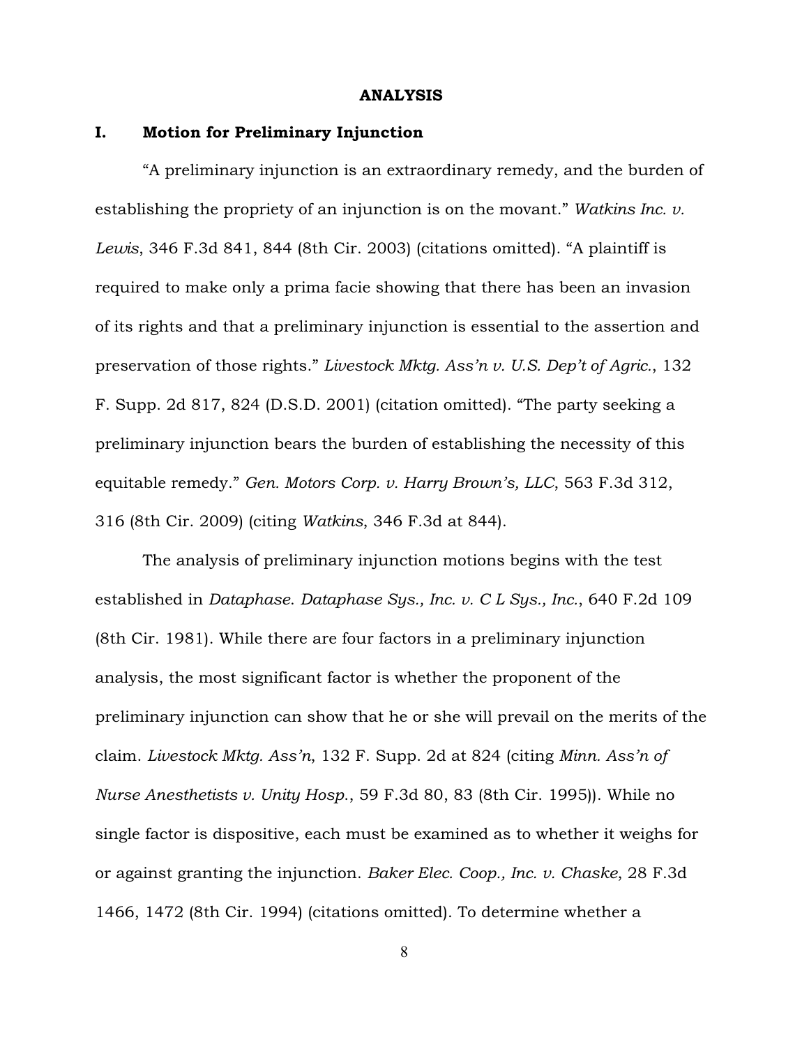## ANALYSIS

### I. Motion for Preliminary Injunction

"A preliminary injunction is an extraordinary remedy, and the burden of establishing the propriety of an injunction is on the movant." *Watkins Inc. v. Lewis*, 346 F.3d 841, 844 (8th Cir. 2003) (citations omitted). "A plaintiff is required to make only a prima facie showing that there has been an invasion of its rights and that a preliminary injunction is essential to the assertion and preservation of those rights." *Livestock Mktg. Ass'n v. U.S. Dep't of Agric.*, 132 F. Supp. 2d 817, 824 (D.S.D. 2001) (citation omitted). "The party seeking a preliminary injunction bears the burden of establishing the necessity of this equitable remedy." *Gen. Motors Corp. v. Harry Brown's, LLC*, 563 F.3d 312, 316 (8th Cir. 2009) (citing *Watkins*, 346 F.3d at 844).

The analysis of preliminary injunction motions begins with the test established in *Dataphase*. *Dataphase Sys., Inc. v. C L Sys., Inc.*, 640 F.2d 109 (8th Cir. 1981). While there are four factors in a preliminary injunction analysis, the most significant factor is whether the proponent of the preliminary injunction can show that he or she will prevail on the merits of the claim. *Livestock Mktg. Ass'n*, 132 F. Supp. 2d at 824 (citing *Minn. Ass'n of Nurse Anesthetists v. Unity Hosp.*, 59 F.3d 80, 83 (8th Cir. 1995)). While no single factor is dispositive, each must be examined as to whether it weighs for or against granting the injunction. *Baker Elec. Coop., Inc. v. Chaske*, 28 F.3d 1466, 1472 (8th Cir. 1994) (citations omitted). To determine whether a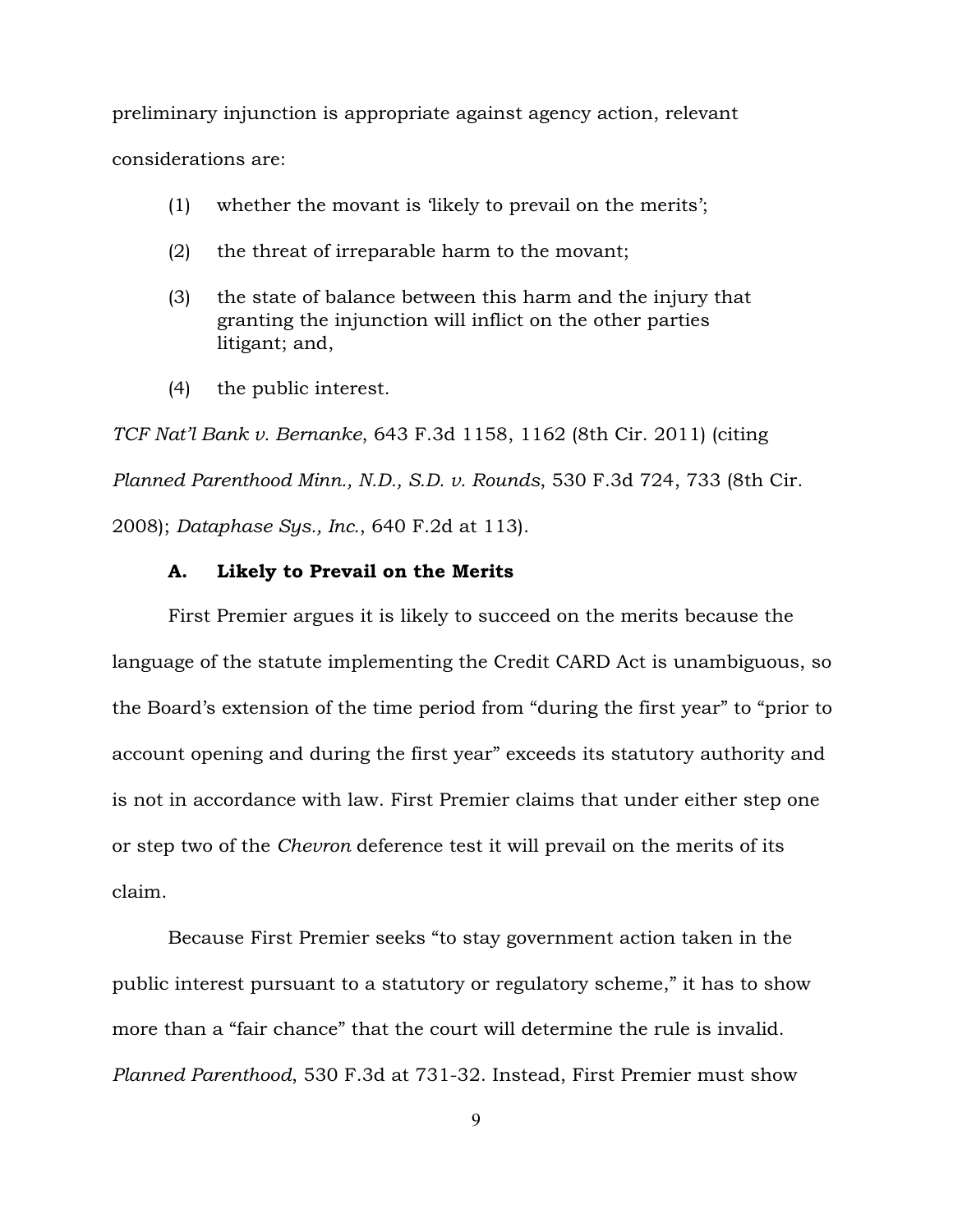preliminary injunction is appropriate against agency action, relevant considerations are:

> (1) whether the movant is 'likely to prevail on the merits';
>
> (2) the threat of irreparable harm to the movant;
>
> (3) the state of balance between this harm and the injury that granting the injunction will inflict on the other parties litigant; and,
>
> (4) the public interest.

*TCF Nat'l Bank v. Bernanke*, 643 F.3d 1158, 1162 (8th Cir. 2011) (citing *Planned Parenthood Minn., N.D., S.D. v. Rounds*, 530 F.3d 724, 733 (8th Cir. 2008); *Dataphase Sys., Inc.*, 640 F.2d at 113).

### A. Likely to Prevail on the Merits

First Premier argues it is likely to succeed on the merits because the language of the statute implementing the Credit CARD Act is unambiguous, so the Board's extension of the time period from "during the first year" to "prior to account opening and during the first year" exceeds its statutory authority and is not in accordance with law. First Premier claims that under either step one or step two of the *Chevron* deference test it will prevail on the merits of its claim.

Because First Premier seeks "to stay government action taken in the public interest pursuant to a statutory or regulatory scheme," it has to show more than a "fair chance" that the court will determine the rule is invalid. *Planned Parenthood*, 530 F.3d at 731-32. Instead, First Premier must show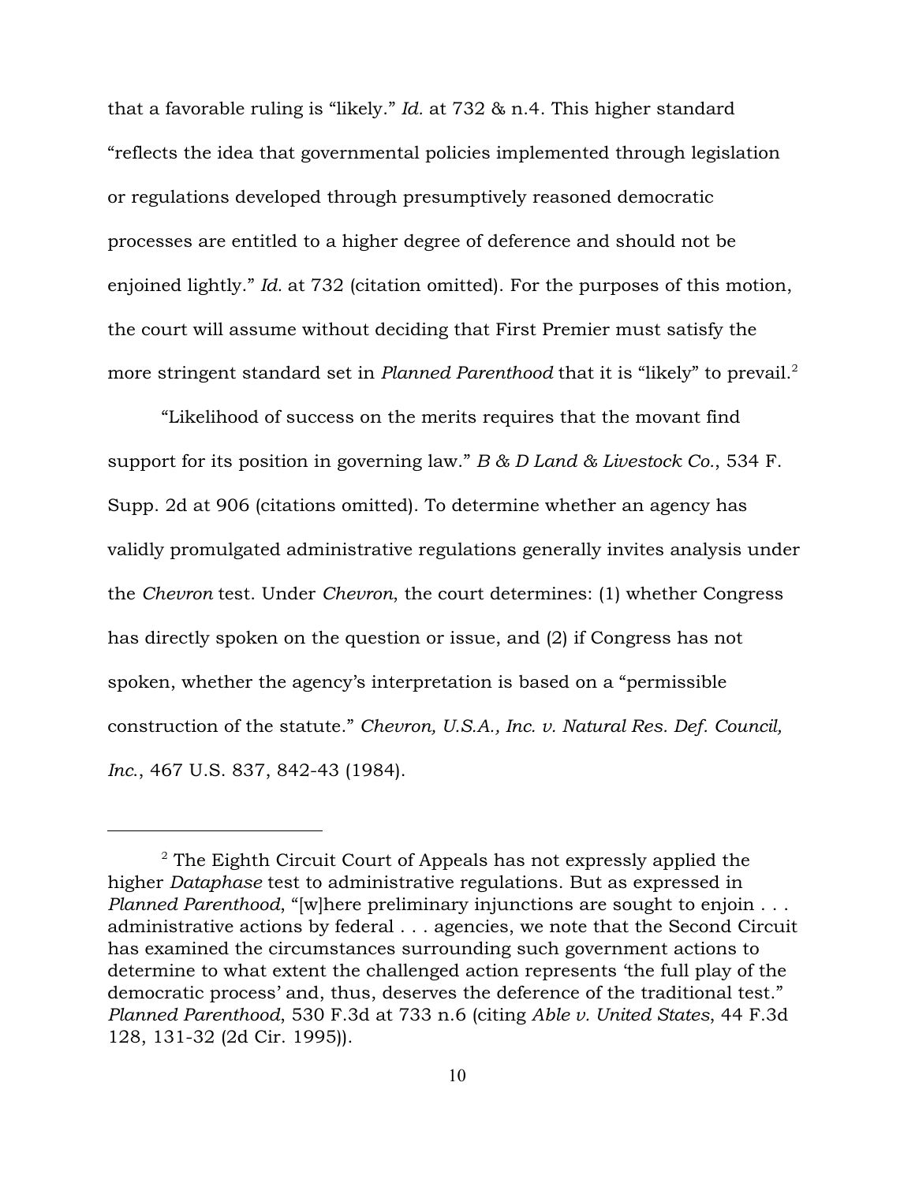that a favorable ruling is "likely." *Id.* at 732 & n.4. This higher standard "reflects the idea that governmental policies implemented through legislation or regulations developed through presumptively reasoned democratic processes are entitled to a higher degree of deference and should not be enjoined lightly." *Id.* at 732 (citation omitted). For the purposes of this motion, the court will assume without deciding that First Premier must satisfy the more stringent standard set in *Planned Parenthood* that it is "likely" to prevail.[2]

"Likelihood of success on the merits requires that the movant find support for its position in governing law." *B & D Land & Livestock Co.*, 534 F. Supp. 2d at 906 (citations omitted). To determine whether an agency has validly promulgated administrative regulations generally invites analysis under the *Chevron* test. Under *Chevron*, the court determines: (1) whether Congress has directly spoken on the question or issue, and (2) if Congress has not spoken, whether the agency's interpretation is based on a "permissible construction of the statute." *Chevron, U.S.A., Inc. v. Natural Res. Def. Council, Inc.*, 467 U.S. 837, 842-43 (1984).

---

[2] The Eighth Circuit Court of Appeals has not expressly applied the higher *Dataphase* test to administrative regulations. But as expressed in *Planned Parenthood*, "[w]here preliminary injunctions are sought to enjoin . . . administrative actions by federal . . . agencies, we note that the Second Circuit has examined the circumstances surrounding such government actions to determine to what extent the challenged action represents 'the full play of the democratic process' and, thus, deserves the deference of the traditional test." *Planned Parenthood*, 530 F.3d at 733 n.6 (citing *Able v. United States*, 44 F.3d 128, 131-32 (2d Cir. 1995)).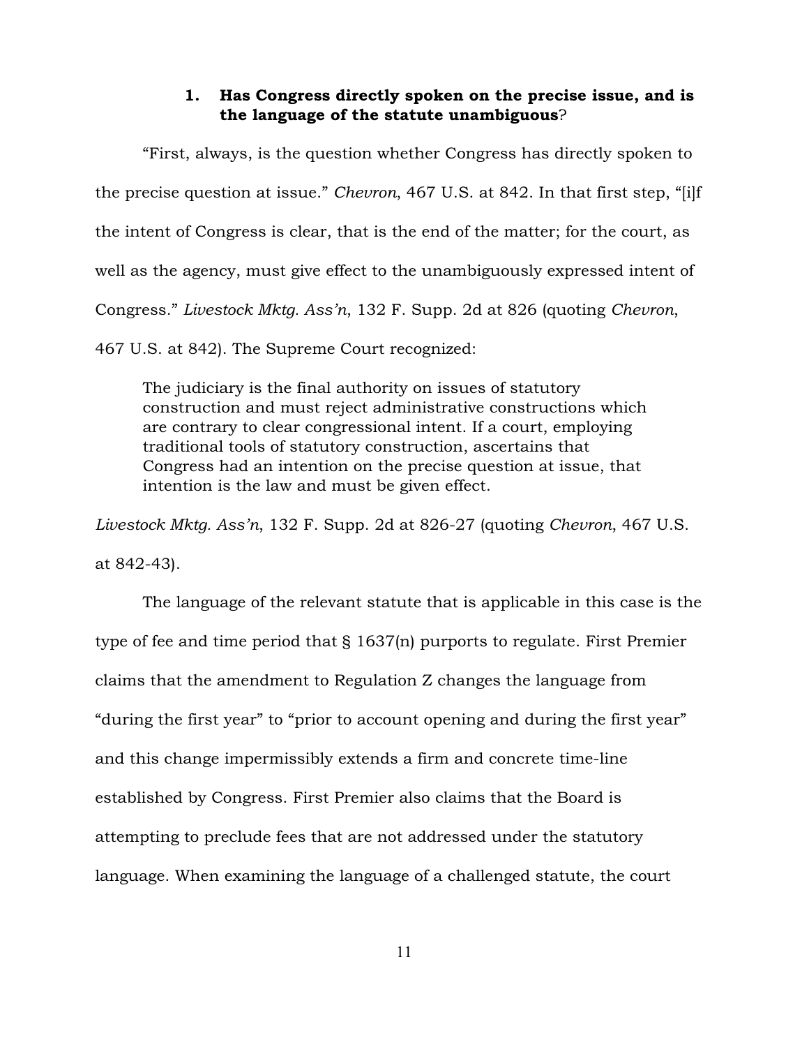### 1. **Has Congress directly spoken on the precise issue, and is the language of the statute unambiguous**?

"First, always, is the question whether Congress has directly spoken to the precise question at issue." *Chevron*, 467 U.S. at 842. In that first step, "[i]f the intent of Congress is clear, that is the end of the matter; for the court, as well as the agency, must give effect to the unambiguously expressed intent of Congress." *Livestock Mktg. Ass'n*, 132 F. Supp. 2d at 826 (quoting *Chevron*, 467 U.S. at 842). The Supreme Court recognized:

> The judiciary is the final authority on issues of statutory construction and must reject administrative constructions which are contrary to clear congressional intent. If a court, employing traditional tools of statutory construction, ascertains that Congress had an intention on the precise question at issue, that intention is the law and must be given effect.

*Livestock Mktg. Ass'n*, 132 F. Supp. 2d at 826-27 (quoting *Chevron*, 467 U.S. at 842-43).

The language of the relevant statute that is applicable in this case is the type of fee and time period that § 1637(n) purports to regulate. First Premier claims that the amendment to Regulation Z changes the language from "during the first year" to "prior to account opening and during the first year" and this change impermissibly extends a firm and concrete time-line established by Congress. First Premier also claims that the Board is attempting to preclude fees that are not addressed under the statutory language. When examining the language of a challenged statute, the court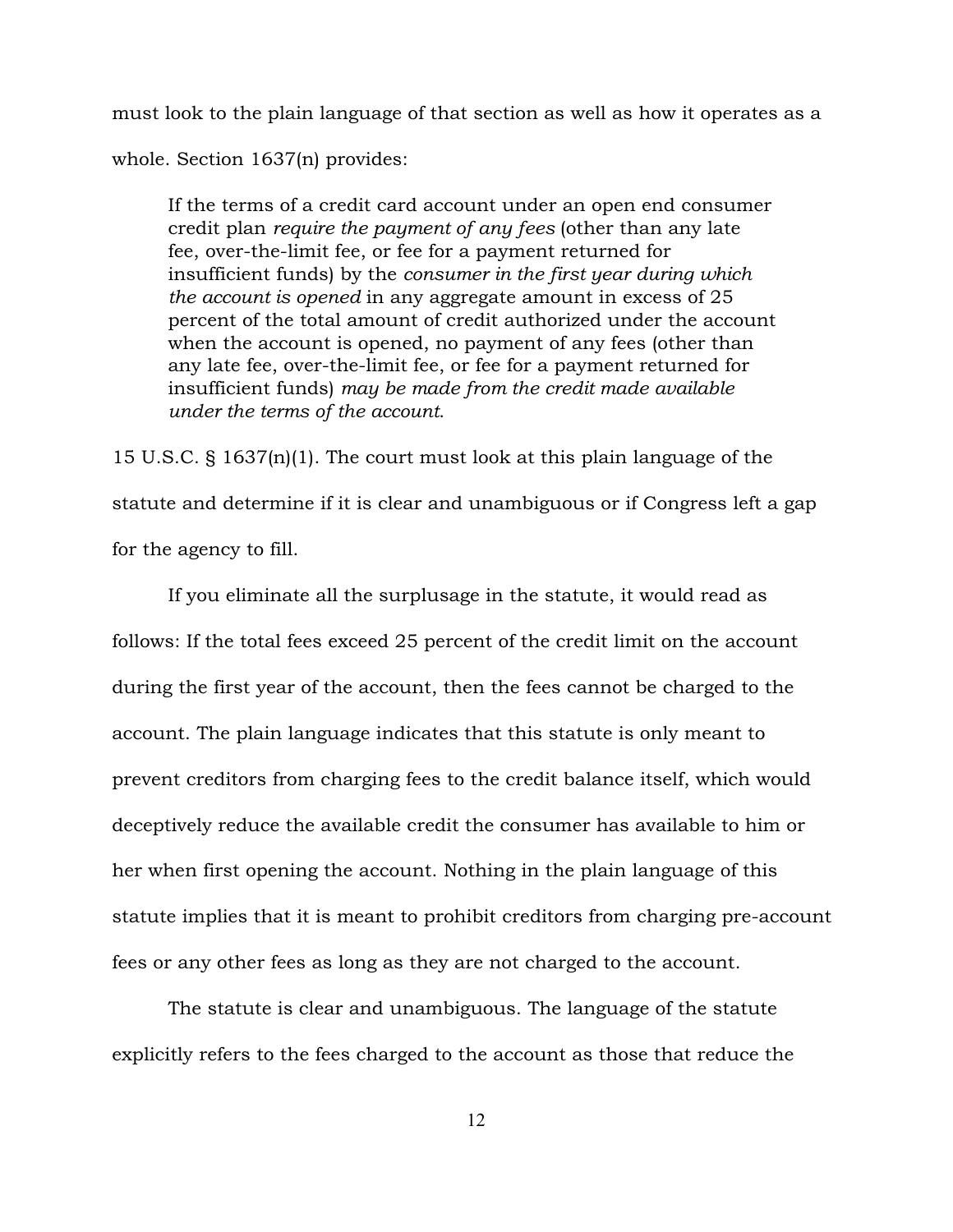must look to the plain language of that section as well as how it operates as a whole. Section 1637(n) provides:

> If the terms of a credit card account under an open end consumer credit plan *require the payment of any fees* (other than any late fee, over-the-limit fee, or fee for a payment returned for insufficient funds) by the *consumer in the first year during which the account is opened* in any aggregate amount in excess of 25 percent of the total amount of credit authorized under the account when the account is opened, no payment of any fees (other than any late fee, over-the-limit fee, or fee for a payment returned for insufficient funds) *may be made from the credit made available under the terms of the account*.

15 U.S.C. § 1637(n)(1). The court must look at this plain language of the statute and determine if it is clear and unambiguous or if Congress left a gap for the agency to fill.

If you eliminate all the surplusage in the statute, it would read as follows: If the total fees exceed 25 percent of the credit limit on the account during the first year of the account, then the fees cannot be charged to the account. The plain language indicates that this statute is only meant to prevent creditors from charging fees to the credit balance itself, which would deceptively reduce the available credit the consumer has available to him or her when first opening the account. Nothing in the plain language of this statute implies that it is meant to prohibit creditors from charging pre-account fees or any other fees as long as they are not charged to the account.

The statute is clear and unambiguous. The language of the statute explicitly refers to the fees charged to the account as those that reduce the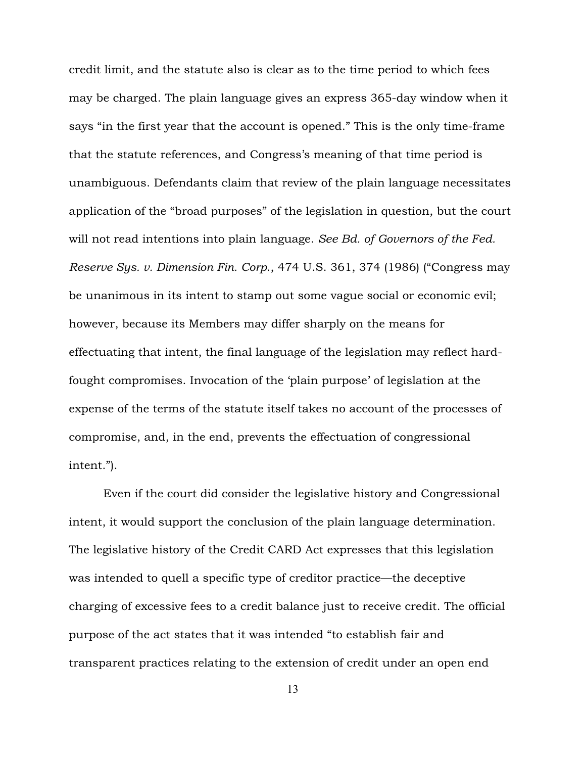credit limit, and the statute also is clear as to the time period to which fees may be charged. The plain language gives an express 365-day window when it says "in the first year that the account is opened." This is the only time-frame that the statute references, and Congress's meaning of that time period is unambiguous. Defendants claim that review of the plain language necessitates application of the "broad purposes" of the legislation in question, but the court will not read intentions into plain language. *See Bd. of Governors of the Fed. Reserve Sys. v. Dimension Fin. Corp.*, 474 U.S. 361, 374 (1986) ("Congress may be unanimous in its intent to stamp out some vague social or economic evil; however, because its Members may differ sharply on the means for effectuating that intent, the final language of the legislation may reflect hard-fought compromises. Invocation of the 'plain purpose' of legislation at the expense of the terms of the statute itself takes no account of the processes of compromise, and, in the end, prevents the effectuation of congressional intent.").

Even if the court did consider the legislative history and Congressional intent, it would support the conclusion of the plain language determination. The legislative history of the Credit CARD Act expresses that this legislation was intended to quell a specific type of creditor practice—the deceptive charging of excessive fees to a credit balance just to receive credit. The official purpose of the act states that it was intended "to establish fair and transparent practices relating to the extension of credit under an open end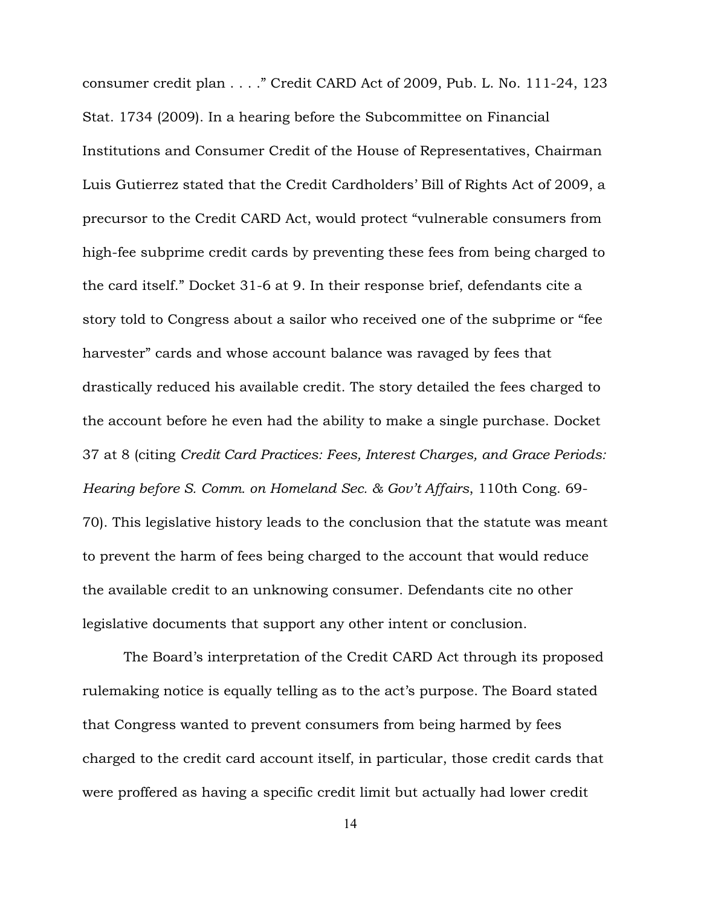consumer credit plan . . . ." Credit CARD Act of 2009, Pub. L. No. 111-24, 123 Stat. 1734 (2009). In a hearing before the Subcommittee on Financial Institutions and Consumer Credit of the House of Representatives, Chairman Luis Gutierrez stated that the Credit Cardholders' Bill of Rights Act of 2009, a precursor to the Credit CARD Act, would protect "vulnerable consumers from high-fee subprime credit cards by preventing these fees from being charged to the card itself." Docket 31-6 at 9. In their response brief, defendants cite a story told to Congress about a sailor who received one of the subprime or "fee harvester" cards and whose account balance was ravaged by fees that drastically reduced his available credit. The story detailed the fees charged to the account before he even had the ability to make a single purchase. Docket 37 at 8 (citing *Credit Card Practices: Fees, Interest Charges, and Grace Periods: Hearing before S. Comm. on Homeland Sec. & Gov't Affairs*, 110th Cong. 69-70). This legislative history leads to the conclusion that the statute was meant to prevent the harm of fees being charged to the account that would reduce the available credit to an unknowing consumer. Defendants cite no other legislative documents that support any other intent or conclusion.

The Board's interpretation of the Credit CARD Act through its proposed rulemaking notice is equally telling as to the act's purpose. The Board stated that Congress wanted to prevent consumers from being harmed by fees charged to the credit card account itself, in particular, those credit cards that were proffered as having a specific credit limit but actually had lower credit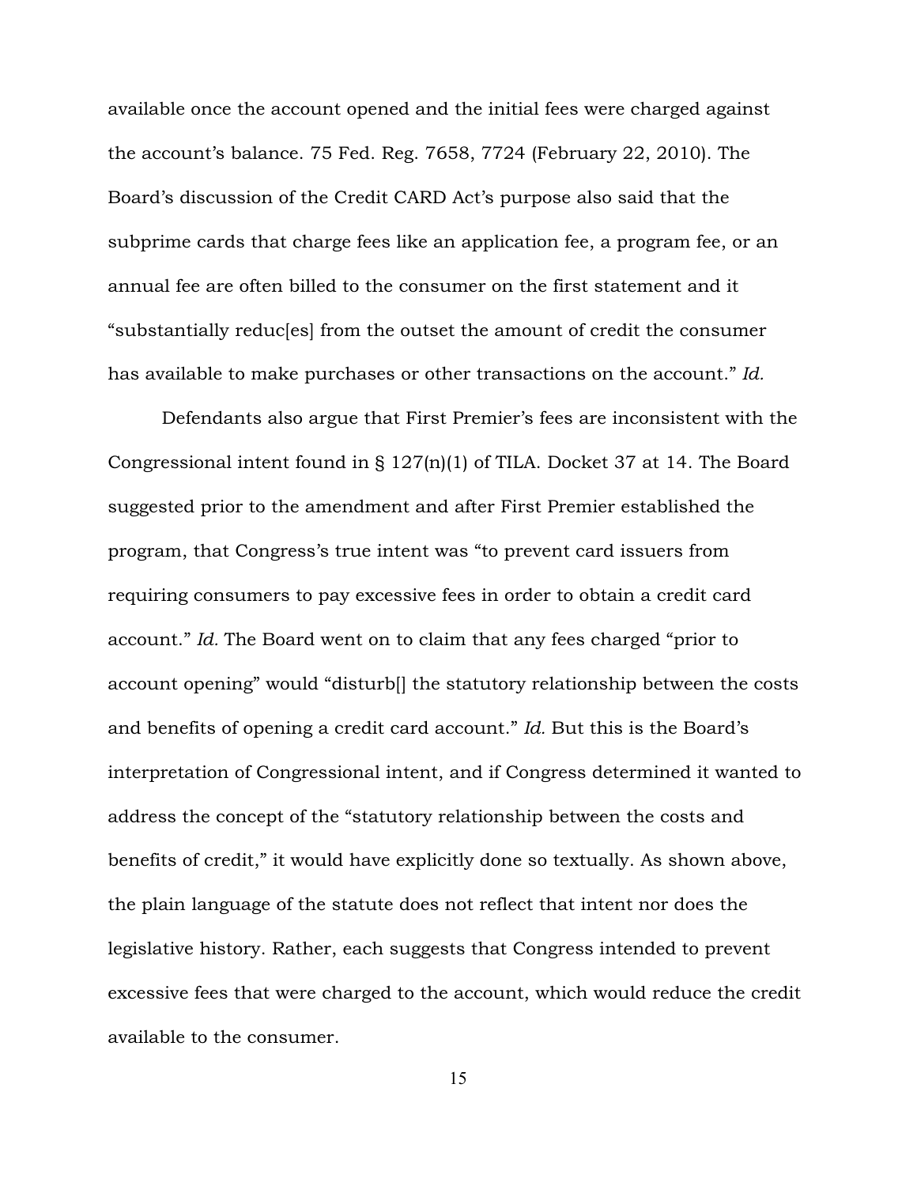available once the account opened and the initial fees were charged against the account's balance. 75 Fed. Reg. 7658, 7724 (February 22, 2010). The Board's discussion of the Credit CARD Act's purpose also said that the subprime cards that charge fees like an application fee, a program fee, or an annual fee are often billed to the consumer on the first statement and it "substantially reduc[es] from the outset the amount of credit the consumer has available to make purchases or other transactions on the account." *Id.*

Defendants also argue that First Premier's fees are inconsistent with the Congressional intent found in § 127(n)(1) of TILA. Docket 37 at 14. The Board suggested prior to the amendment and after First Premier established the program, that Congress's true intent was "to prevent card issuers from requiring consumers to pay excessive fees in order to obtain a credit card account." *Id.* The Board went on to claim that any fees charged "prior to account opening" would "disturb[] the statutory relationship between the costs and benefits of opening a credit card account." *Id.* But this is the Board's interpretation of Congressional intent, and if Congress determined it wanted to address the concept of the "statutory relationship between the costs and benefits of credit," it would have explicitly done so textually. As shown above, the plain language of the statute does not reflect that intent nor does the legislative history. Rather, each suggests that Congress intended to prevent excessive fees that were charged to the account, which would reduce the credit available to the consumer.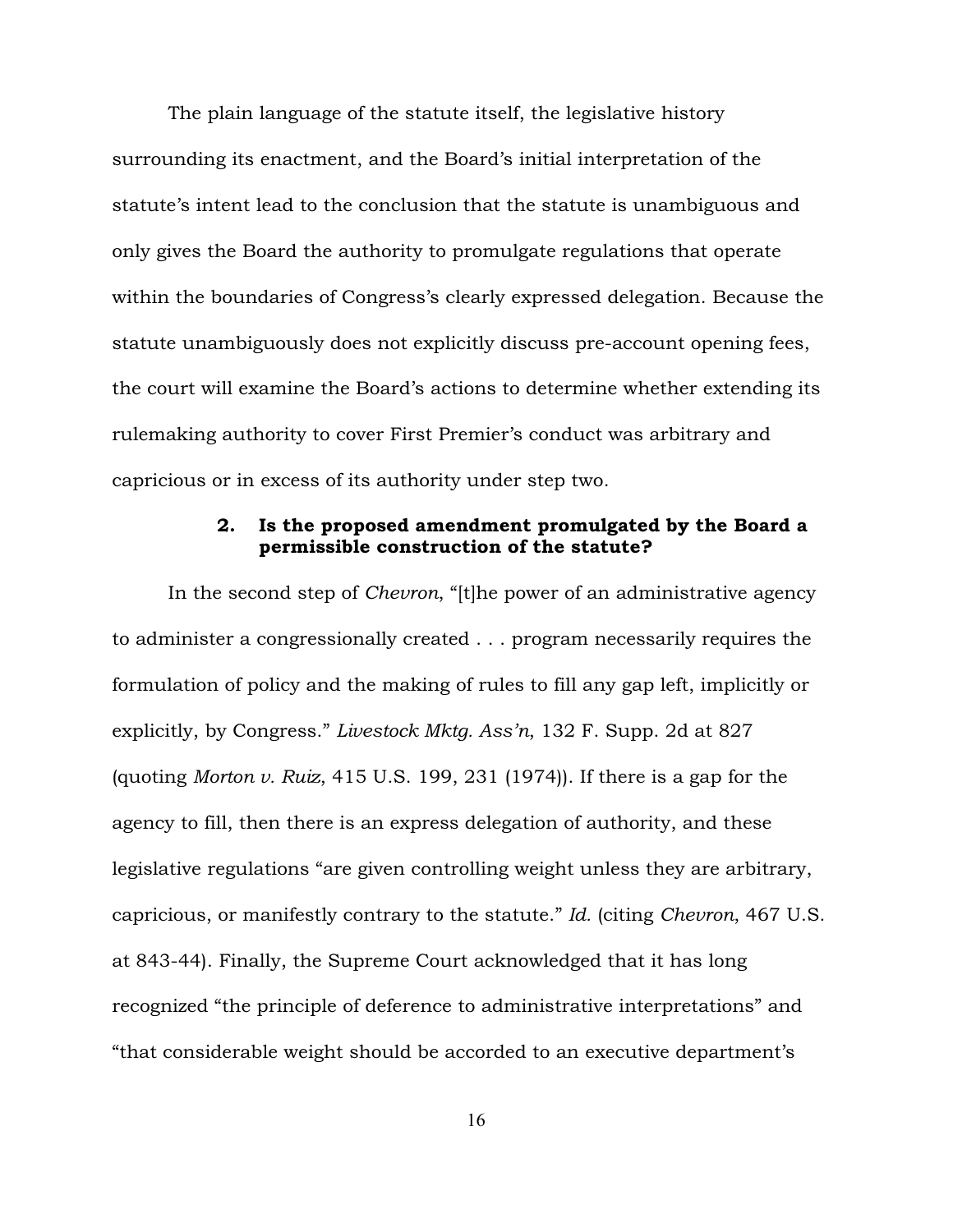The plain language of the statute itself, the legislative history surrounding its enactment, and the Board's initial interpretation of the statute's intent lead to the conclusion that the statute is unambiguous and only gives the Board the authority to promulgate regulations that operate within the boundaries of Congress's clearly expressed delegation. Because the statute unambiguously does not explicitly discuss pre-account opening fees, the court will examine the Board's actions to determine whether extending its rulemaking authority to cover First Premier's conduct was arbitrary and capricious or in excess of its authority under step two.

### 2. Is the proposed amendment promulgated by the Board a permissible construction of the statute?

In the second step of *Chevron*, "[t]he power of an administrative agency to administer a congressionally created . . . program necessarily requires the formulation of policy and the making of rules to fill any gap left, implicitly or explicitly, by Congress." *Livestock Mktg. Ass'n*, 132 F. Supp. 2d at 827 (quoting *Morton v. Ruiz*, 415 U.S. 199, 231 (1974)). If there is a gap for the agency to fill, then there is an express delegation of authority, and these legislative regulations "are given controlling weight unless they are arbitrary, capricious, or manifestly contrary to the statute." *Id.* (citing *Chevron*, 467 U.S. at 843-44). Finally, the Supreme Court acknowledged that it has long recognized "the principle of deference to administrative interpretations" and "that considerable weight should be accorded to an executive department's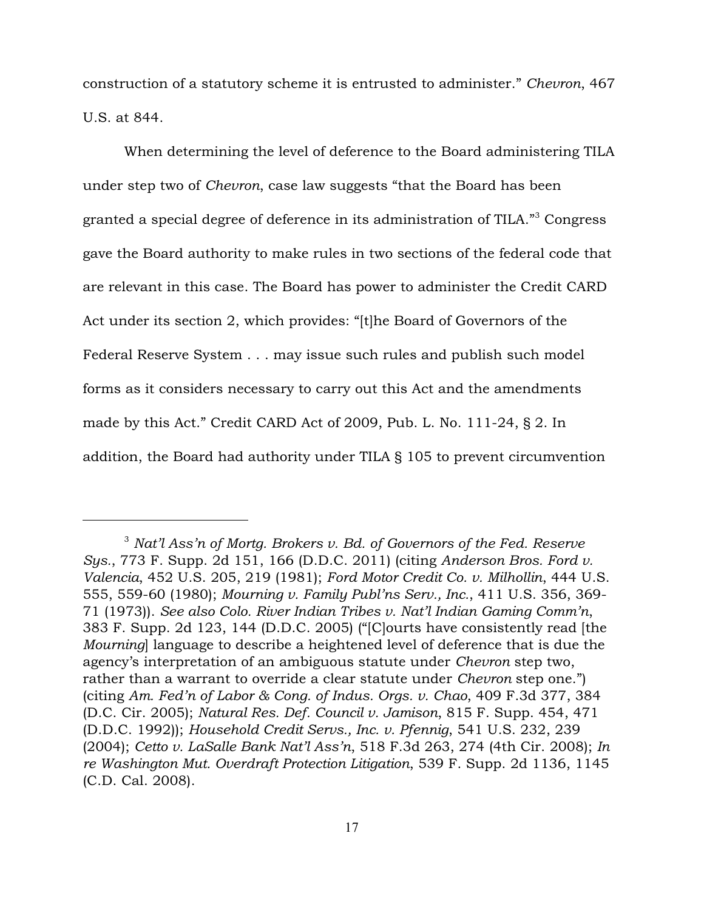construction of a statutory scheme it is entrusted to administer." *Chevron*, 467 U.S. at 844.

When determining the level of deference to the Board administering TILA under step two of *Chevron*, case law suggests "that the Board has been granted a special degree of deference in its administration of TILA."[3] Congress gave the Board authority to make rules in two sections of the federal code that are relevant in this case. The Board has power to administer the Credit CARD Act under its section 2, which provides: "[t]he Board of Governors of the Federal Reserve System . . . may issue such rules and publish such model forms as it considers necessary to carry out this Act and the amendments made by this Act." Credit CARD Act of 2009, Pub. L. No. 111-24, § 2. In addition, the Board had authority under TILA § 105 to prevent circumvention

---

[3] *Nat'l Ass'n of Mortg. Brokers v. Bd. of Governors of the Fed. Reserve Sys.*, 773 F. Supp. 2d 151, 166 (D.D.C. 2011) (citing *Anderson Bros. Ford v. Valencia*, 452 U.S. 205, 219 (1981); *Ford Motor Credit Co. v. Milhollin*, 444 U.S. 555, 559-60 (1980); *Mourning v. Family Publ'ns Serv., Inc.*, 411 U.S. 356, 369-71 (1973)). *See also Colo. River Indian Tribes v. Nat'l Indian Gaming Comm'n*, 383 F. Supp. 2d 123, 144 (D.D.C. 2005) ("[C]ourts have consistently read [the *Mourning*] language to describe a heightened level of deference that is due the agency's interpretation of an ambiguous statute under *Chevron* step two, rather than a warrant to override a clear statute under *Chevron* step one.") (citing *Am. Fed'n of Labor & Cong. of Indus. Orgs. v. Chao*, 409 F.3d 377, 384 (D.C. Cir. 2005); *Natural Res. Def. Council v. Jamison*, 815 F. Supp. 454, 471 (D.D.C. 1992)); *Household Credit Servs., Inc. v. Pfennig*, 541 U.S. 232, 239 (2004); *Cetto v. LaSalle Bank Nat'l Ass'n*, 518 F.3d 263, 274 (4th Cir. 2008); *In re Washington Mut. Overdraft Protection Litigation*, 539 F. Supp. 2d 1136, 1145 (C.D. Cal. 2008).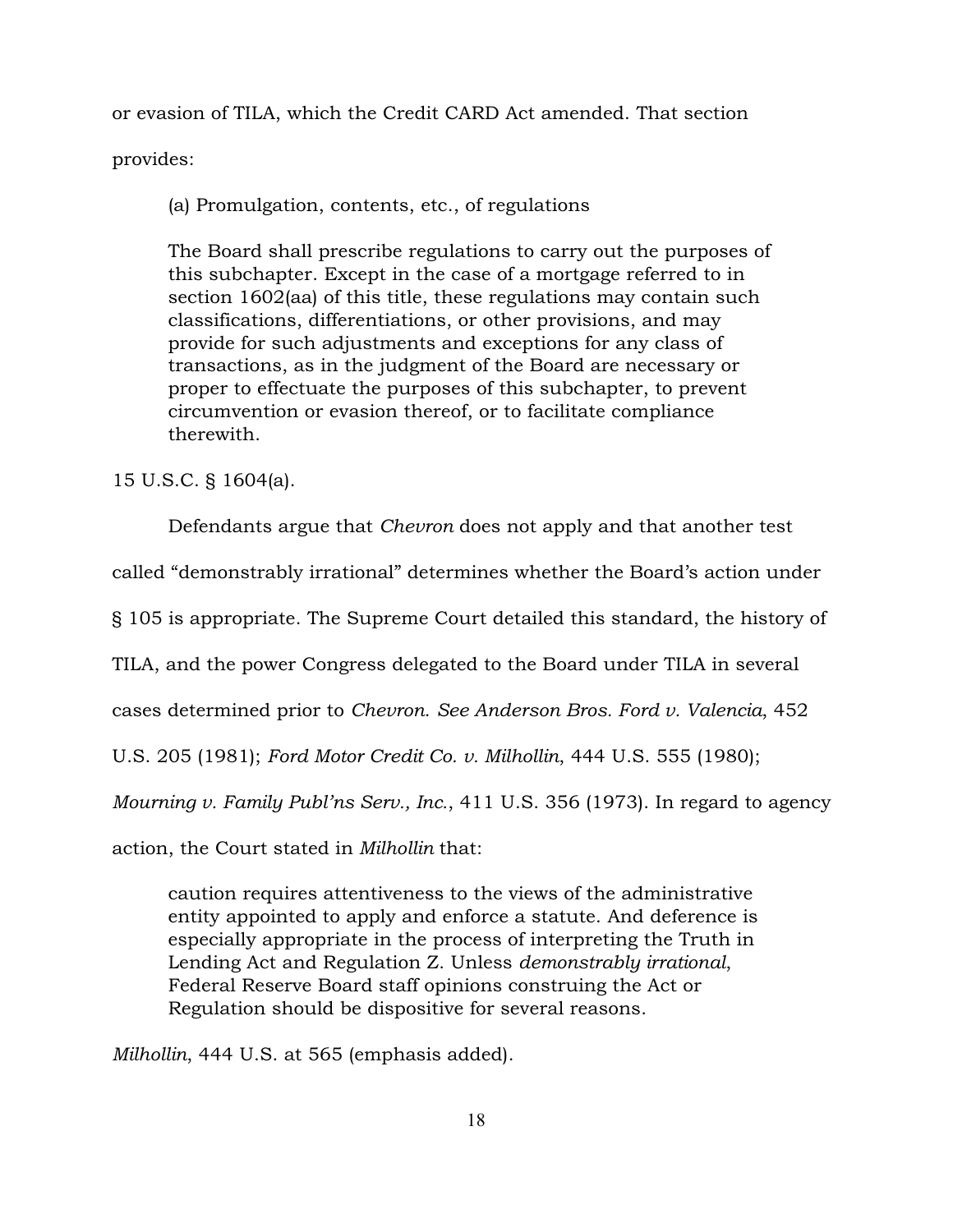or evasion of TILA, which the Credit CARD Act amended. That section provides:

> (a) Promulgation, contents, etc., of regulations
>
> The Board shall prescribe regulations to carry out the purposes of this subchapter. Except in the case of a mortgage referred to in section 1602(aa) of this title, these regulations may contain such classifications, differentiations, or other provisions, and may provide for such adjustments and exceptions for any class of transactions, as in the judgment of the Board are necessary or proper to effectuate the purposes of this subchapter, to prevent circumvention or evasion thereof, or to facilitate compliance therewith.

15 U.S.C. § 1604(a).

Defendants argue that *Chevron* does not apply and that another test called "demonstrably irrational" determines whether the Board's action under § 105 is appropriate. The Supreme Court detailed this standard, the history of TILA, and the power Congress delegated to the Board under TILA in several cases determined prior to *Chevron*. *See Anderson Bros. Ford v. Valencia*, 452 U.S. 205 (1981); *Ford Motor Credit Co. v. Milhollin*, 444 U.S. 555 (1980); *Mourning v. Family Publ'ns Serv., Inc.*, 411 U.S. 356 (1973). In regard to agency action, the Court stated in *Milhollin* that:

> caution requires attentiveness to the views of the administrative entity appointed to apply and enforce a statute. And deference is especially appropriate in the process of interpreting the Truth in Lending Act and Regulation Z. Unless *demonstrably irrational*, Federal Reserve Board staff opinions construing the Act or Regulation should be dispositive for several reasons.

*Milhollin*, 444 U.S. at 565 (emphasis added).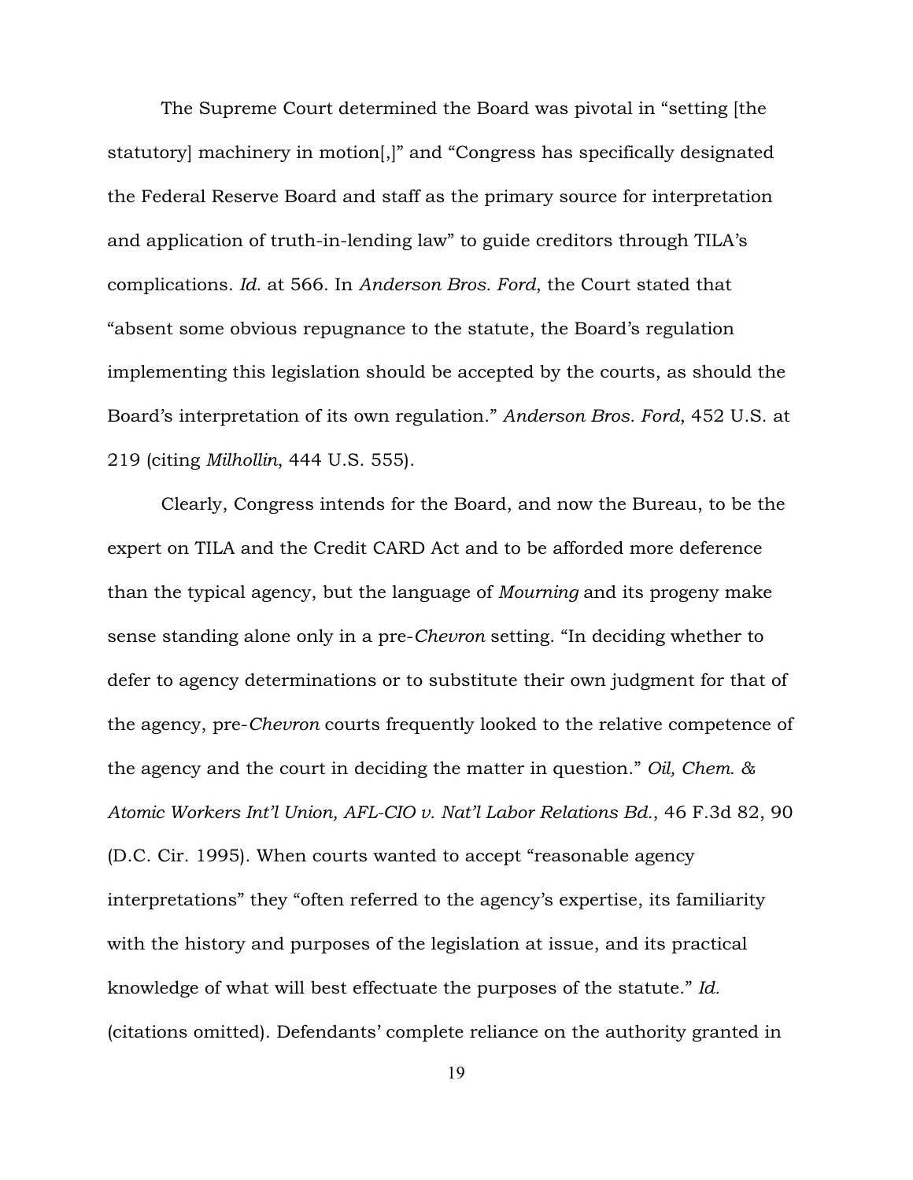The Supreme Court determined the Board was pivotal in "setting [the statutory] machinery in motion[,]" and "Congress has specifically designated the Federal Reserve Board and staff as the primary source for interpretation and application of truth-in-lending law" to guide creditors through TILA's complications. *Id.* at 566. In *Anderson Bros. Ford*, the Court stated that "absent some obvious repugnance to the statute, the Board's regulation implementing this legislation should be accepted by the courts, as should the Board's interpretation of its own regulation." *Anderson Bros. Ford*, 452 U.S. at 219 (citing *Milhollin*, 444 U.S. 555).

Clearly, Congress intends for the Board, and now the Bureau, to be the expert on TILA and the Credit CARD Act and to be afforded more deference than the typical agency, but the language of *Mourning* and its progeny make sense standing alone only in a pre-*Chevron* setting. "In deciding whether to defer to agency determinations or to substitute their own judgment for that of the agency, pre-*Chevron* courts frequently looked to the relative competence of the agency and the court in deciding the matter in question." *Oil, Chem. & Atomic Workers Int'l Union, AFL-CIO v. Nat'l Labor Relations Bd.*, 46 F.3d 82, 90 (D.C. Cir. 1995). When courts wanted to accept "reasonable agency interpretations" they "often referred to the agency's expertise, its familiarity with the history and purposes of the legislation at issue, and its practical knowledge of what will best effectuate the purposes of the statute." *Id.* (citations omitted). Defendants' complete reliance on the authority granted in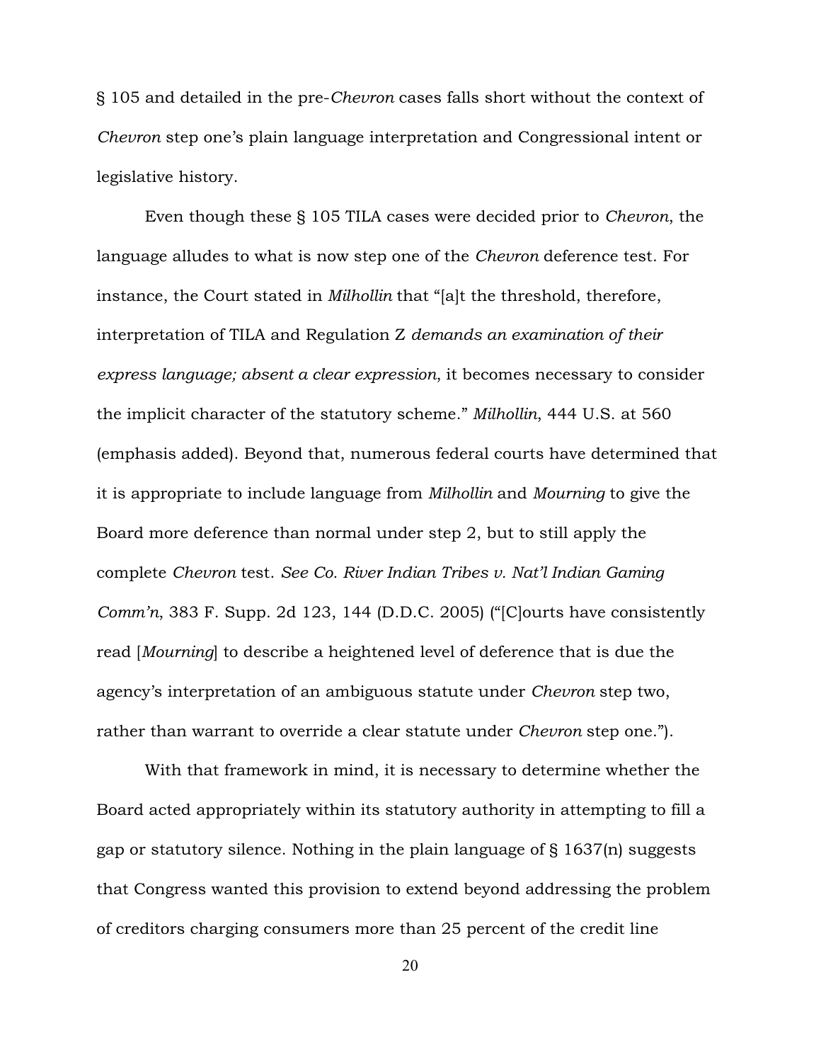§ 105 and detailed in the pre-*Chevron* cases falls short without the context of *Chevron* step one's plain language interpretation and Congressional intent or legislative history.

Even though these § 105 TILA cases were decided prior to *Chevron*, the language alludes to what is now step one of the *Chevron* deference test. For instance, the Court stated in *Milhollin* that "[a]t the threshold, therefore, interpretation of TILA and Regulation Z *demands an examination of their express language; absent a clear expression*, it becomes necessary to consider the implicit character of the statutory scheme." *Milhollin*, 444 U.S. at 560 (emphasis added). Beyond that, numerous federal courts have determined that it is appropriate to include language from *Milhollin* and *Mourning* to give the Board more deference than normal under step 2, but to still apply the complete *Chevron* test. *See Co. River Indian Tribes v. Nat'l Indian Gaming Comm'n*, 383 F. Supp. 2d 123, 144 (D.D.C. 2005) ("[C]ourts have consistently read [*Mourning*] to describe a heightened level of deference that is due the agency's interpretation of an ambiguous statute under *Chevron* step two, rather than warrant to override a clear statute under *Chevron* step one.").

With that framework in mind, it is necessary to determine whether the Board acted appropriately within its statutory authority in attempting to fill a gap or statutory silence. Nothing in the plain language of § 1637(n) suggests that Congress wanted this provision to extend beyond addressing the problem of creditors charging consumers more than 25 percent of the credit line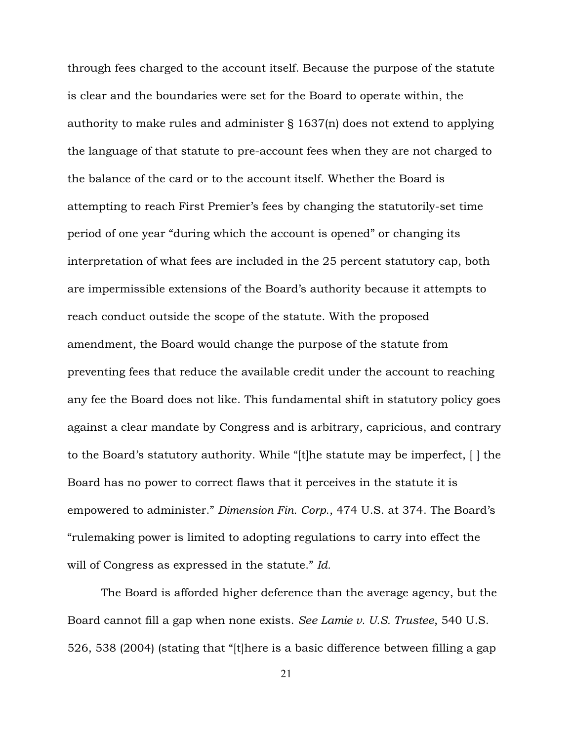through fees charged to the account itself. Because the purpose of the statute is clear and the boundaries were set for the Board to operate within, the authority to make rules and administer § 1637(n) does not extend to applying the language of that statute to pre-account fees when they are not charged to the balance of the card or to the account itself. Whether the Board is attempting to reach First Premier's fees by changing the statutorily-set time period of one year "during which the account is opened" or changing its interpretation of what fees are included in the 25 percent statutory cap, both are impermissible extensions of the Board's authority because it attempts to reach conduct outside the scope of the statute. With the proposed amendment, the Board would change the purpose of the statute from preventing fees that reduce the available credit under the account to reaching any fee the Board does not like. This fundamental shift in statutory policy goes against a clear mandate by Congress and is arbitrary, capricious, and contrary to the Board's statutory authority. While "[t]he statute may be imperfect, [ ] the Board has no power to correct flaws that it perceives in the statute it is empowered to administer." *Dimension Fin. Corp.*, 474 U.S. at 374. The Board's "rulemaking power is limited to adopting regulations to carry into effect the will of Congress as expressed in the statute." *Id.*

The Board is afforded higher deference than the average agency, but the Board cannot fill a gap when none exists. *See Lamie v. U.S. Trustee*, 540 U.S. 526, 538 (2004) (stating that "[t]here is a basic difference between filling a gap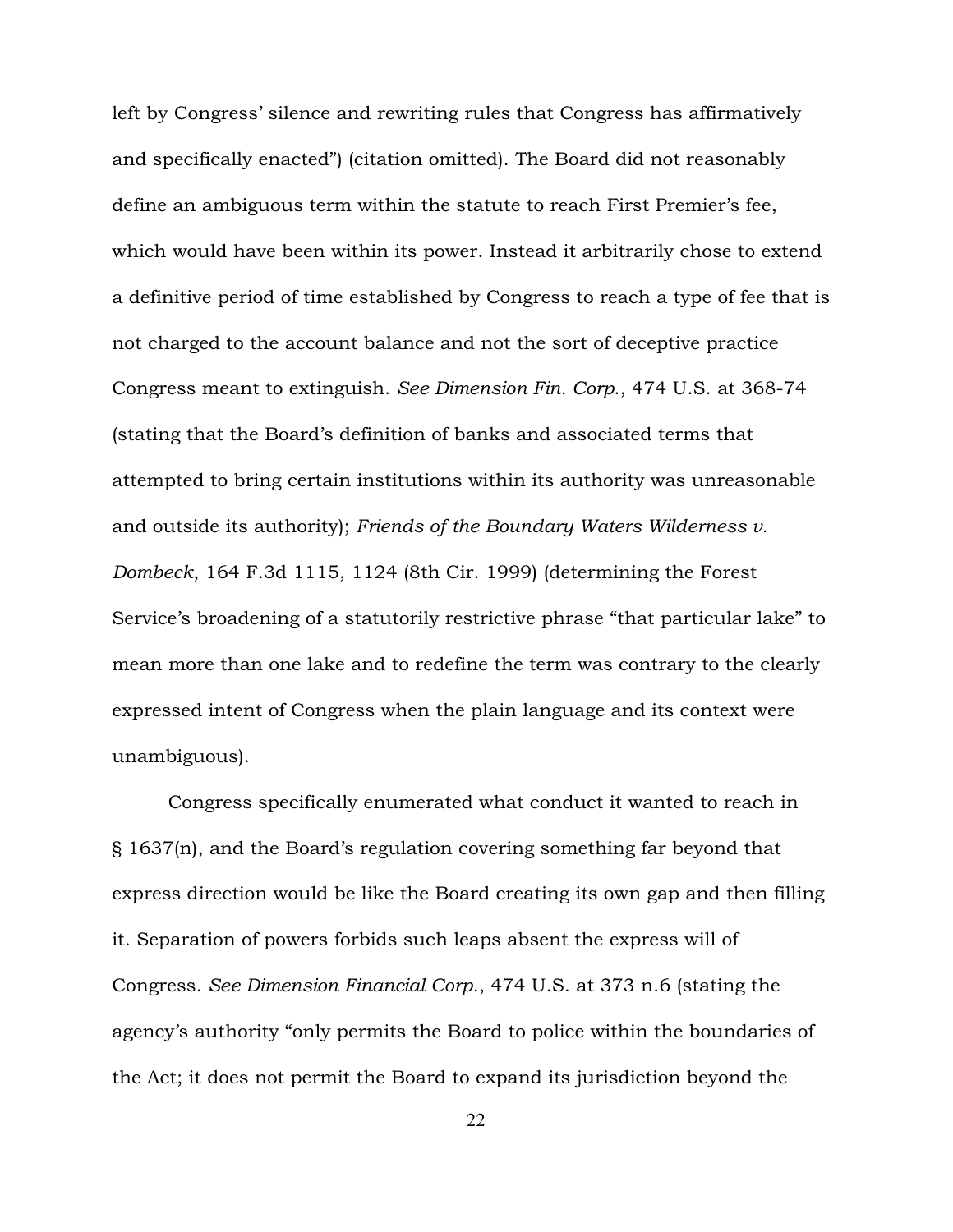left by Congress' silence and rewriting rules that Congress has affirmatively and specifically enacted") (citation omitted). The Board did not reasonably define an ambiguous term within the statute to reach First Premier's fee, which would have been within its power. Instead it arbitrarily chose to extend a definitive period of time established by Congress to reach a type of fee that is not charged to the account balance and not the sort of deceptive practice Congress meant to extinguish. *See Dimension Fin. Corp.*, 474 U.S. at 368-74 (stating that the Board's definition of banks and associated terms that attempted to bring certain institutions within its authority was unreasonable and outside its authority); *Friends of the Boundary Waters Wilderness v. Dombeck*, 164 F.3d 1115, 1124 (8th Cir. 1999) (determining the Forest Service's broadening of a statutorily restrictive phrase "that particular lake" to mean more than one lake and to redefine the term was contrary to the clearly expressed intent of Congress when the plain language and its context were unambiguous).

Congress specifically enumerated what conduct it wanted to reach in § 1637(n), and the Board's regulation covering something far beyond that express direction would be like the Board creating its own gap and then filling it. Separation of powers forbids such leaps absent the express will of Congress. *See Dimension Financial Corp.*, 474 U.S. at 373 n.6 (stating the agency's authority "only permits the Board to police within the boundaries of the Act; it does not permit the Board to expand its jurisdiction beyond the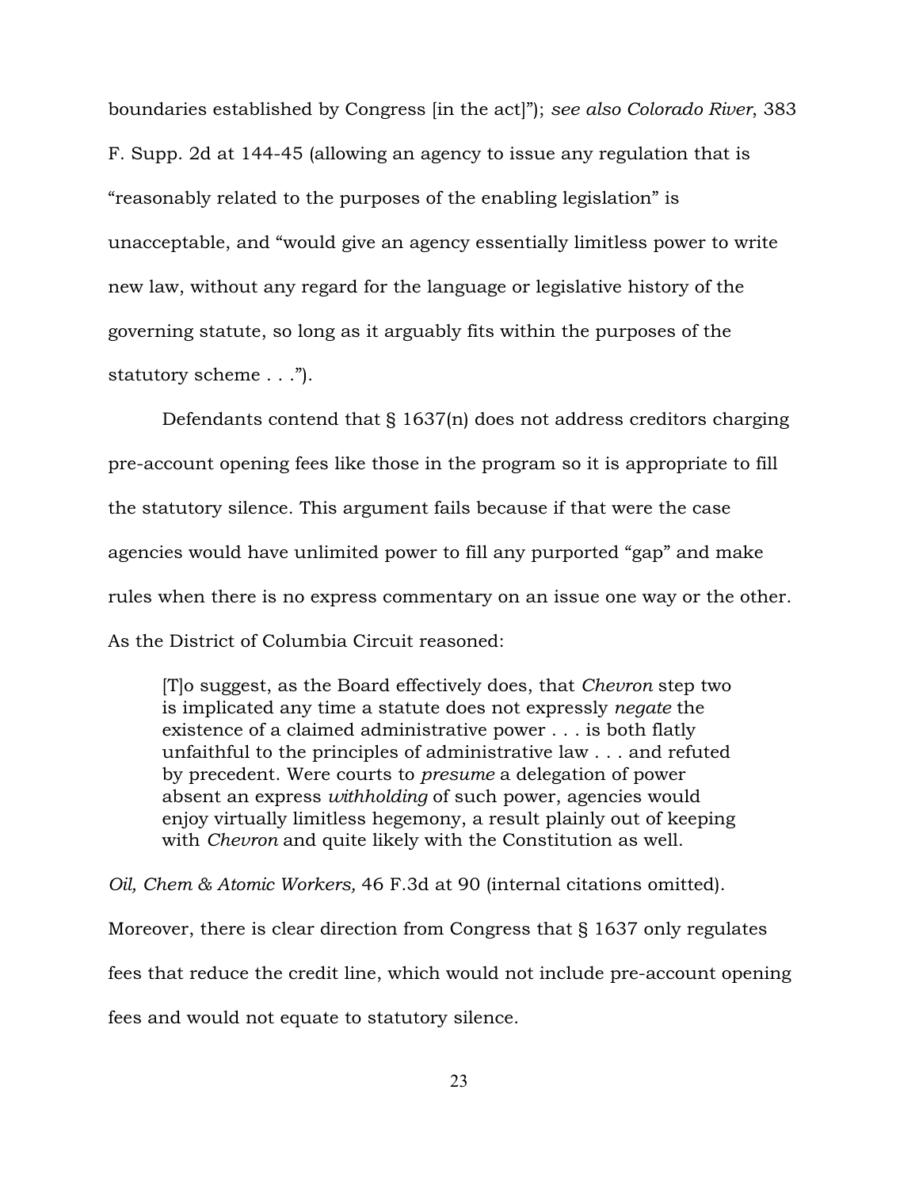boundaries established by Congress [in the act]"); *see also Colorado River*, 383 F. Supp. 2d at 144-45 (allowing an agency to issue any regulation that is "reasonably related to the purposes of the enabling legislation" is unacceptable, and "would give an agency essentially limitless power to write new law, without any regard for the language or legislative history of the governing statute, so long as it arguably fits within the purposes of the statutory scheme . . .").

Defendants contend that § 1637(n) does not address creditors charging pre-account opening fees like those in the program so it is appropriate to fill the statutory silence. This argument fails because if that were the case agencies would have unlimited power to fill any purported "gap" and make rules when there is no express commentary on an issue one way or the other. As the District of Columbia Circuit reasoned:

> [T]o suggest, as the Board effectively does, that *Chevron* step two is implicated any time a statute does not expressly *negate* the existence of a claimed administrative power . . . is both flatly unfaithful to the principles of administrative law . . . and refuted by precedent. Were courts to *presume* a delegation of power absent an express *withholding* of such power, agencies would enjoy virtually limitless hegemony, a result plainly out of keeping with *Chevron* and quite likely with the Constitution as well.

*Oil, Chem & Atomic Workers,* 46 F.3d at 90 (internal citations omitted). Moreover, there is clear direction from Congress that § 1637 only regulates fees that reduce the credit line, which would not include pre-account opening fees and would not equate to statutory silence.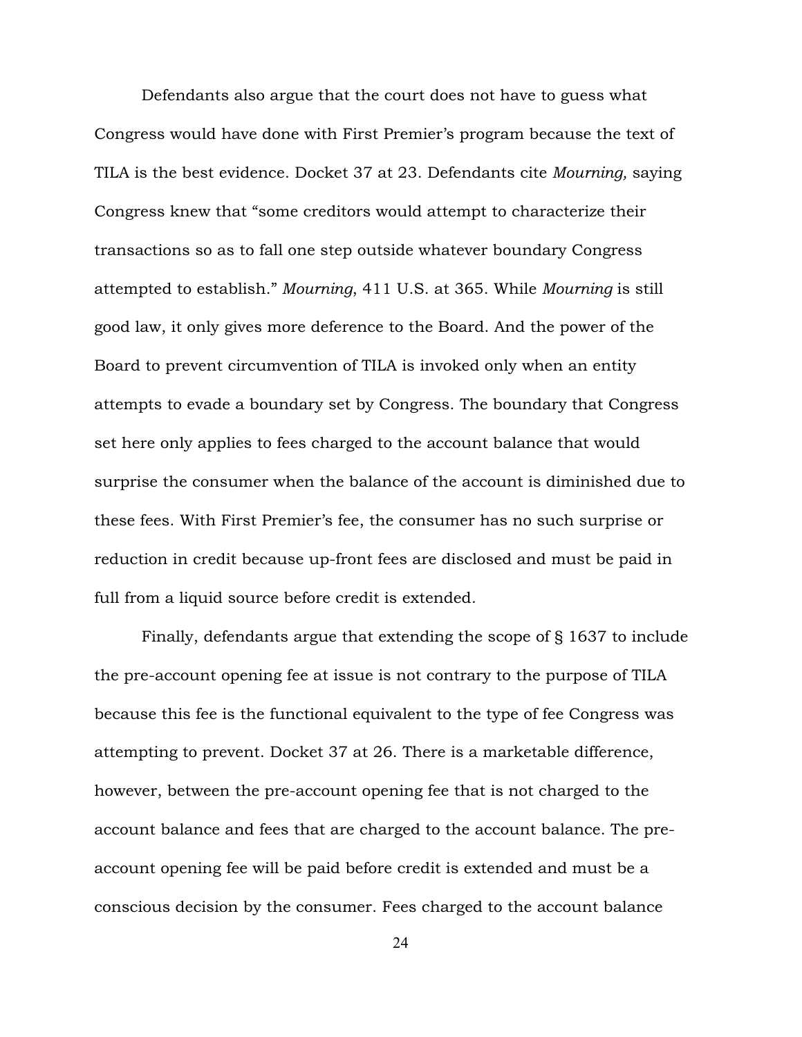Defendants also argue that the court does not have to guess what Congress would have done with First Premier's program because the text of TILA is the best evidence. Docket 37 at 23. Defendants cite *Mourning,* saying Congress knew that "some creditors would attempt to characterize their transactions so as to fall one step outside whatever boundary Congress attempted to establish." *Mourning*, 411 U.S. at 365. While *Mourning* is still good law, it only gives more deference to the Board. And the power of the Board to prevent circumvention of TILA is invoked only when an entity attempts to evade a boundary set by Congress. The boundary that Congress set here only applies to fees charged to the account balance that would surprise the consumer when the balance of the account is diminished due to these fees. With First Premier's fee, the consumer has no such surprise or reduction in credit because up-front fees are disclosed and must be paid in full from a liquid source before credit is extended.

Finally, defendants argue that extending the scope of § 1637 to include the pre-account opening fee at issue is not contrary to the purpose of TILA because this fee is the functional equivalent to the type of fee Congress was attempting to prevent. Docket 37 at 26. There is a marketable difference, however, between the pre-account opening fee that is not charged to the account balance and fees that are charged to the account balance. The pre-account opening fee will be paid before credit is extended and must be a conscious decision by the consumer. Fees charged to the account balance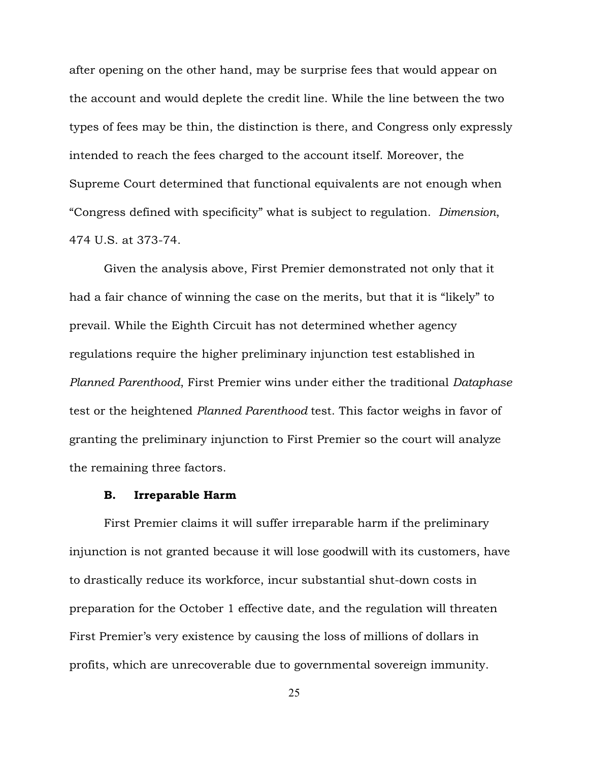after opening on the other hand, may be surprise fees that would appear on the account and would deplete the credit line. While the line between the two types of fees may be thin, the distinction is there, and Congress only expressly intended to reach the fees charged to the account itself. Moreover, the Supreme Court determined that functional equivalents are not enough when "Congress defined with specificity" what is subject to regulation. *Dimension*, 474 U.S. at 373-74.

Given the analysis above, First Premier demonstrated not only that it had a fair chance of winning the case on the merits, but that it is "likely" to prevail. While the Eighth Circuit has not determined whether agency regulations require the higher preliminary injunction test established in *Planned Parenthood*, First Premier wins under either the traditional *Dataphase* test or the heightened *Planned Parenthood* test. This factor weighs in favor of granting the preliminary injunction to First Premier so the court will analyze the remaining three factors.

### B. Irreparable Harm

First Premier claims it will suffer irreparable harm if the preliminary injunction is not granted because it will lose goodwill with its customers, have to drastically reduce its workforce, incur substantial shut-down costs in preparation for the October 1 effective date, and the regulation will threaten First Premier's very existence by causing the loss of millions of dollars in profits, which are unrecoverable due to governmental sovereign immunity.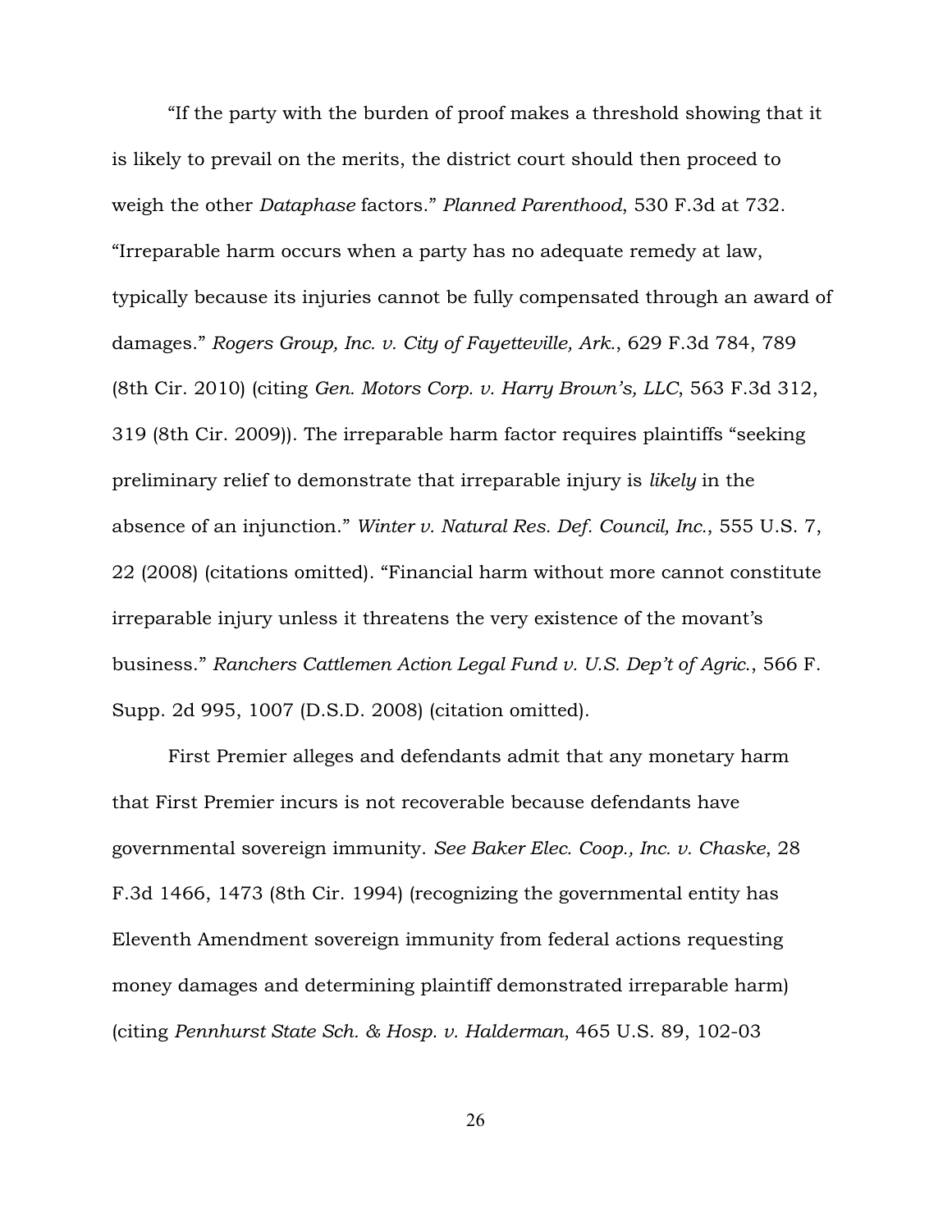"If the party with the burden of proof makes a threshold showing that it is likely to prevail on the merits, the district court should then proceed to weigh the other *Dataphase* factors." *Planned Parenthood*, 530 F.3d at 732. "Irreparable harm occurs when a party has no adequate remedy at law, typically because its injuries cannot be fully compensated through an award of damages." *Rogers Group, Inc. v. City of Fayetteville, Ark.*, 629 F.3d 784, 789 (8th Cir. 2010) (citing *Gen. Motors Corp. v. Harry Brown's, LLC*, 563 F.3d 312, 319 (8th Cir. 2009)). The irreparable harm factor requires plaintiffs "seeking preliminary relief to demonstrate that irreparable injury is *likely* in the absence of an injunction." *Winter v. Natural Res. Def. Council, Inc.*, 555 U.S. 7, 22 (2008) (citations omitted). "Financial harm without more cannot constitute irreparable injury unless it threatens the very existence of the movant's business." *Ranchers Cattlemen Action Legal Fund v. U.S. Dep't of Agric.*, 566 F. Supp. 2d 995, 1007 (D.S.D. 2008) (citation omitted).

First Premier alleges and defendants admit that any monetary harm that First Premier incurs is not recoverable because defendants have governmental sovereign immunity. *See Baker Elec. Coop., Inc. v. Chaske*, 28 F.3d 1466, 1473 (8th Cir. 1994) (recognizing the governmental entity has Eleventh Amendment sovereign immunity from federal actions requesting money damages and determining plaintiff demonstrated irreparable harm) (citing *Pennhurst State Sch. & Hosp. v. Halderman*, 465 U.S. 89, 102-03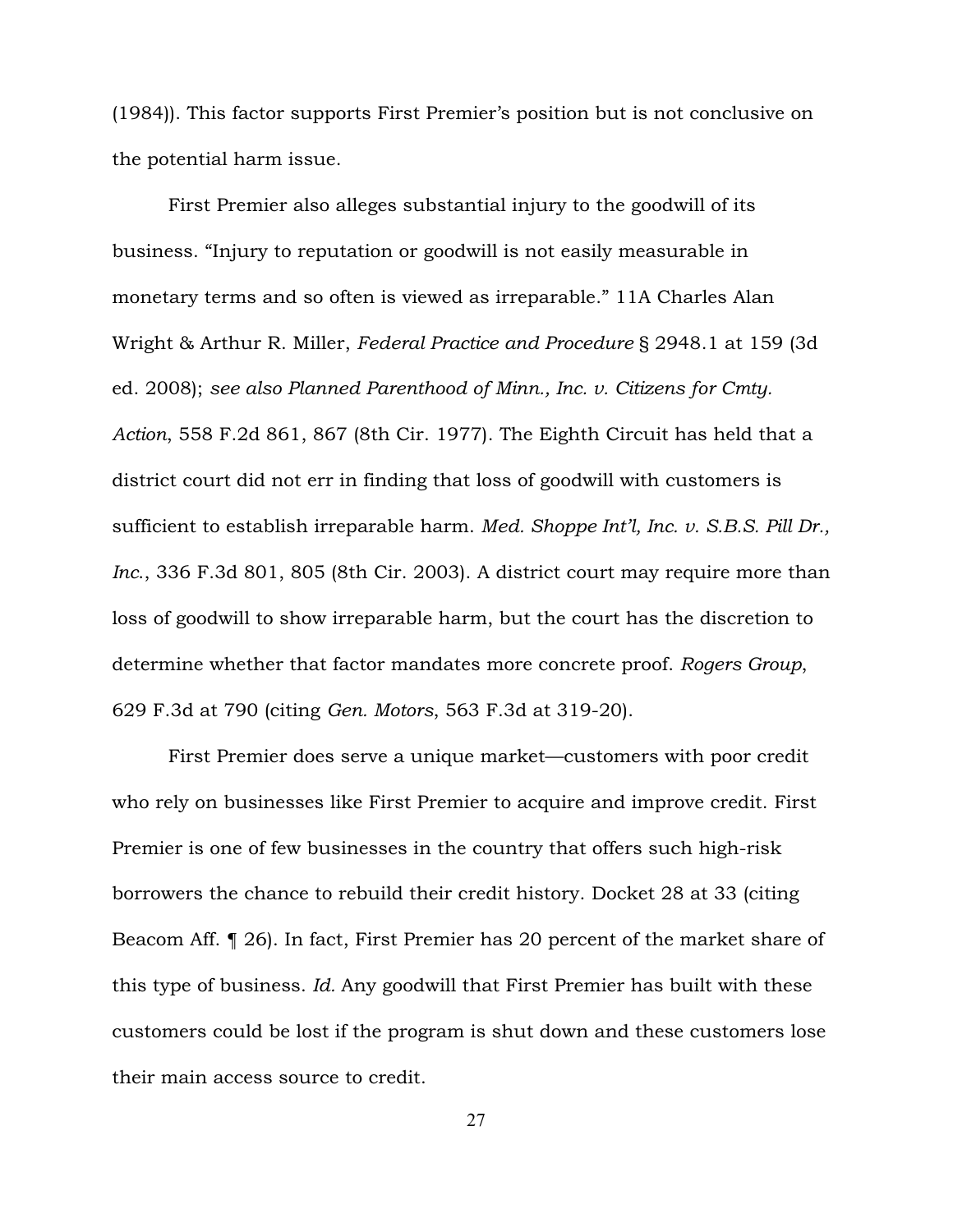(1984)). This factor supports First Premier's position but is not conclusive on the potential harm issue.

First Premier also alleges substantial injury to the goodwill of its business. "Injury to reputation or goodwill is not easily measurable in monetary terms and so often is viewed as irreparable." 11A Charles Alan Wright & Arthur R. Miller, *Federal Practice and Procedure* § 2948.1 at 159 (3d ed. 2008); *see also Planned Parenthood of Minn., Inc. v. Citizens for Cmty. Action*, 558 F.2d 861, 867 (8th Cir. 1977). The Eighth Circuit has held that a district court did not err in finding that loss of goodwill with customers is sufficient to establish irreparable harm. *Med. Shoppe Int'l, Inc. v. S.B.S. Pill Dr., Inc.*, 336 F.3d 801, 805 (8th Cir. 2003). A district court may require more than loss of goodwill to show irreparable harm, but the court has the discretion to determine whether that factor mandates more concrete proof. *Rogers Group*, 629 F.3d at 790 (citing *Gen. Motors*, 563 F.3d at 319-20).

First Premier does serve a unique market—customers with poor credit who rely on businesses like First Premier to acquire and improve credit. First Premier is one of few businesses in the country that offers such high-risk borrowers the chance to rebuild their credit history. Docket 28 at 33 (citing Beacom Aff. ¶ 26). In fact, First Premier has 20 percent of the market share of this type of business. *Id.* Any goodwill that First Premier has built with these customers could be lost if the program is shut down and these customers lose their main access source to credit.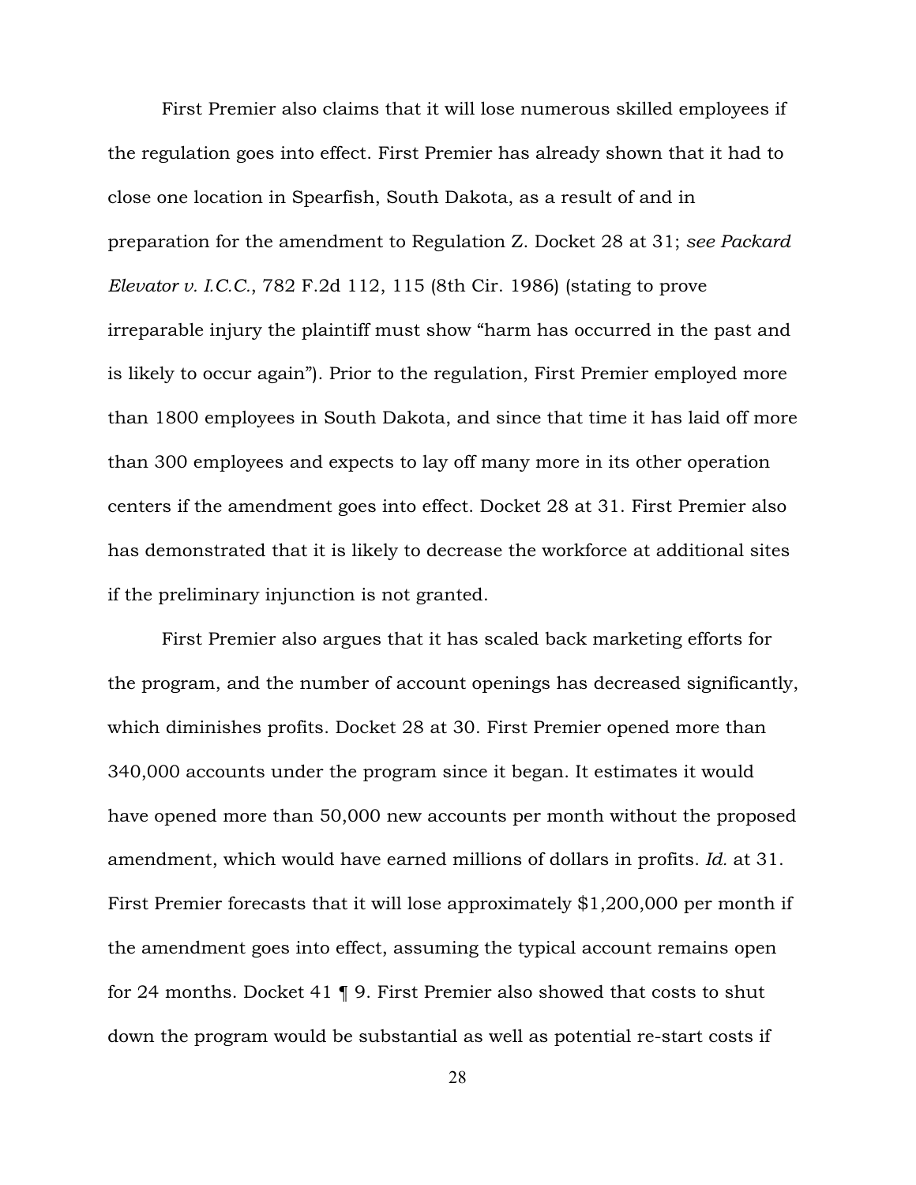First Premier also claims that it will lose numerous skilled employees if the regulation goes into effect. First Premier has already shown that it had to close one location in Spearfish, South Dakota, as a result of and in preparation for the amendment to Regulation Z. Docket 28 at 31; *see Packard Elevator v. I.C.C.*, 782 F.2d 112, 115 (8th Cir. 1986) (stating to prove irreparable injury the plaintiff must show "harm has occurred in the past and is likely to occur again"). Prior to the regulation, First Premier employed more than 1800 employees in South Dakota, and since that time it has laid off more than 300 employees and expects to lay off many more in its other operation centers if the amendment goes into effect. Docket 28 at 31. First Premier also has demonstrated that it is likely to decrease the workforce at additional sites if the preliminary injunction is not granted.

First Premier also argues that it has scaled back marketing efforts for the program, and the number of account openings has decreased significantly, which diminishes profits. Docket 28 at 30. First Premier opened more than 340,000 accounts under the program since it began. It estimates it would have opened more than 50,000 new accounts per month without the proposed amendment, which would have earned millions of dollars in profits. *Id.* at 31. First Premier forecasts that it will lose approximately $1,200,000 per month if the amendment goes into effect, assuming the typical account remains open for 24 months. Docket 41 ¶ 9. First Premier also showed that costs to shut down the program would be substantial as well as potential re-start costs if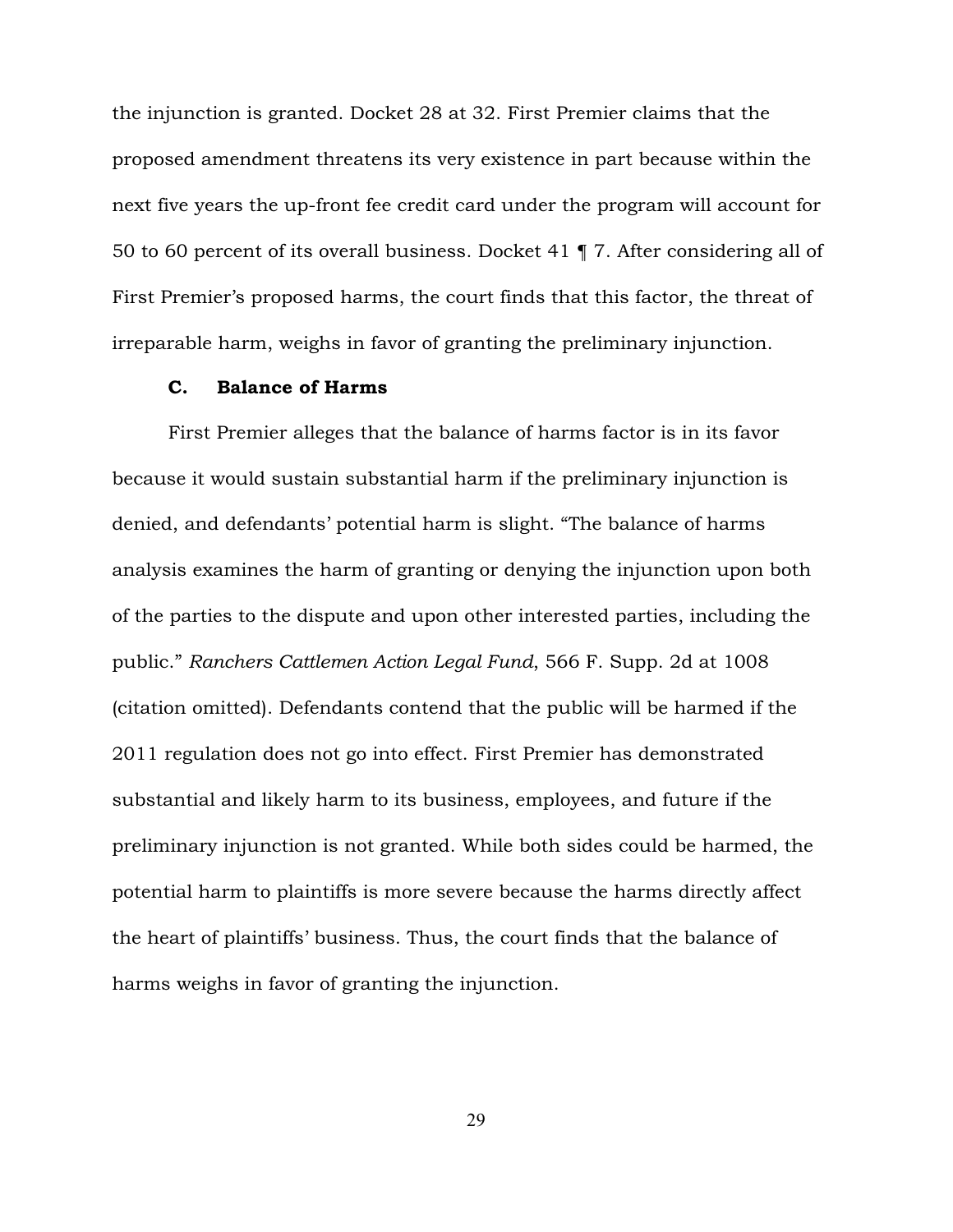the injunction is granted. Docket 28 at 32. First Premier claims that the proposed amendment threatens its very existence in part because within the next five years the up-front fee credit card under the program will account for 50 to 60 percent of its overall business. Docket 41 ¶ 7. After considering all of First Premier's proposed harms, the court finds that this factor, the threat of irreparable harm, weighs in favor of granting the preliminary injunction.

### C. Balance of Harms

First Premier alleges that the balance of harms factor is in its favor because it would sustain substantial harm if the preliminary injunction is denied, and defendants' potential harm is slight. "The balance of harms analysis examines the harm of granting or denying the injunction upon both of the parties to the dispute and upon other interested parties, including the public." *Ranchers Cattlemen Action Legal Fund*, 566 F. Supp. 2d at 1008 (citation omitted). Defendants contend that the public will be harmed if the 2011 regulation does not go into effect. First Premier has demonstrated substantial and likely harm to its business, employees, and future if the preliminary injunction is not granted. While both sides could be harmed, the potential harm to plaintiffs is more severe because the harms directly affect the heart of plaintiffs' business. Thus, the court finds that the balance of harms weighs in favor of granting the injunction.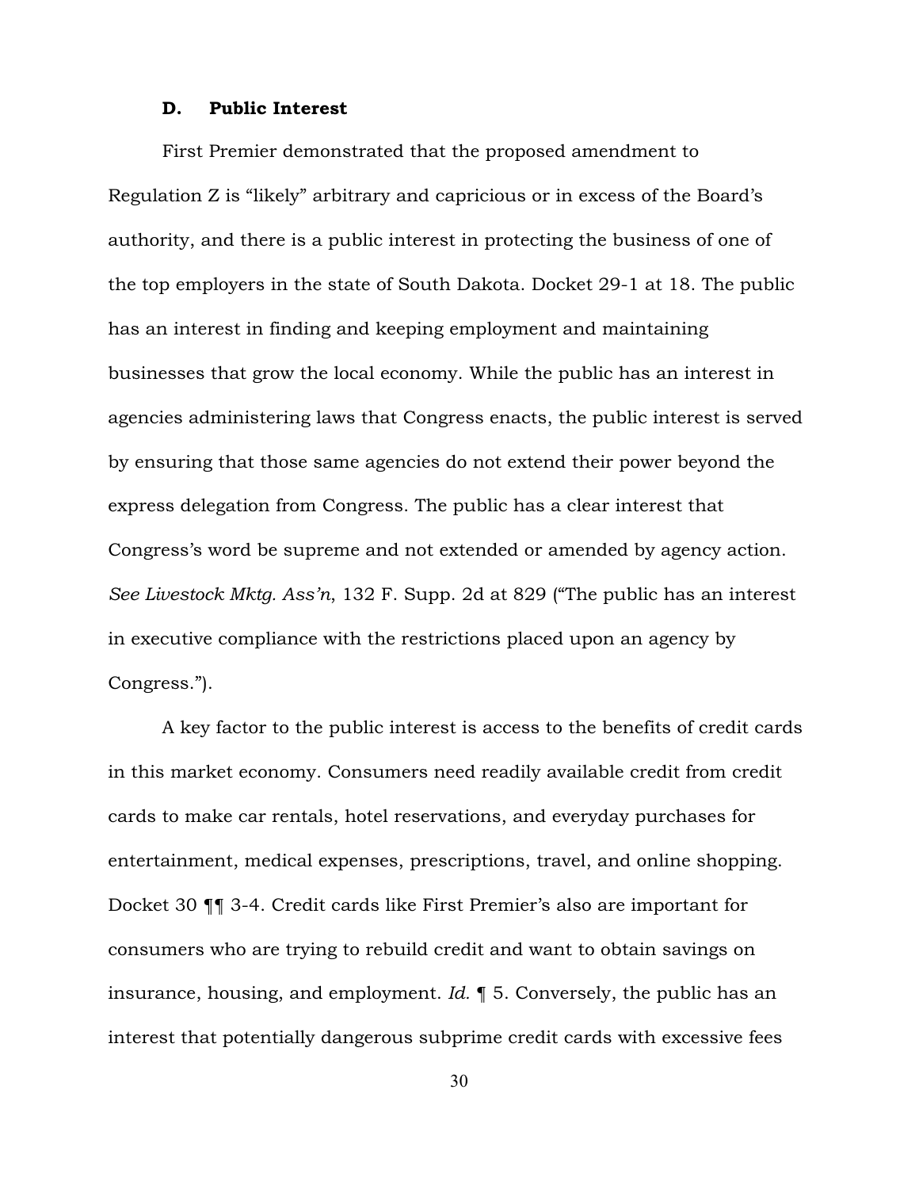### D. Public Interest

First Premier demonstrated that the proposed amendment to Regulation Z is "likely" arbitrary and capricious or in excess of the Board's authority, and there is a public interest in protecting the business of one of the top employers in the state of South Dakota. Docket 29-1 at 18. The public has an interest in finding and keeping employment and maintaining businesses that grow the local economy. While the public has an interest in agencies administering laws that Congress enacts, the public interest is served by ensuring that those same agencies do not extend their power beyond the express delegation from Congress. The public has a clear interest that Congress's word be supreme and not extended or amended by agency action. *See Livestock Mktg. Ass'n*, 132 F. Supp. 2d at 829 ("The public has an interest in executive compliance with the restrictions placed upon an agency by Congress.").

A key factor to the public interest is access to the benefits of credit cards in this market economy. Consumers need readily available credit from credit cards to make car rentals, hotel reservations, and everyday purchases for entertainment, medical expenses, prescriptions, travel, and online shopping. Docket 30 ¶¶ 3-4. Credit cards like First Premier's also are important for consumers who are trying to rebuild credit and want to obtain savings on insurance, housing, and employment. *Id.* ¶ 5. Conversely, the public has an interest that potentially dangerous subprime credit cards with excessive fees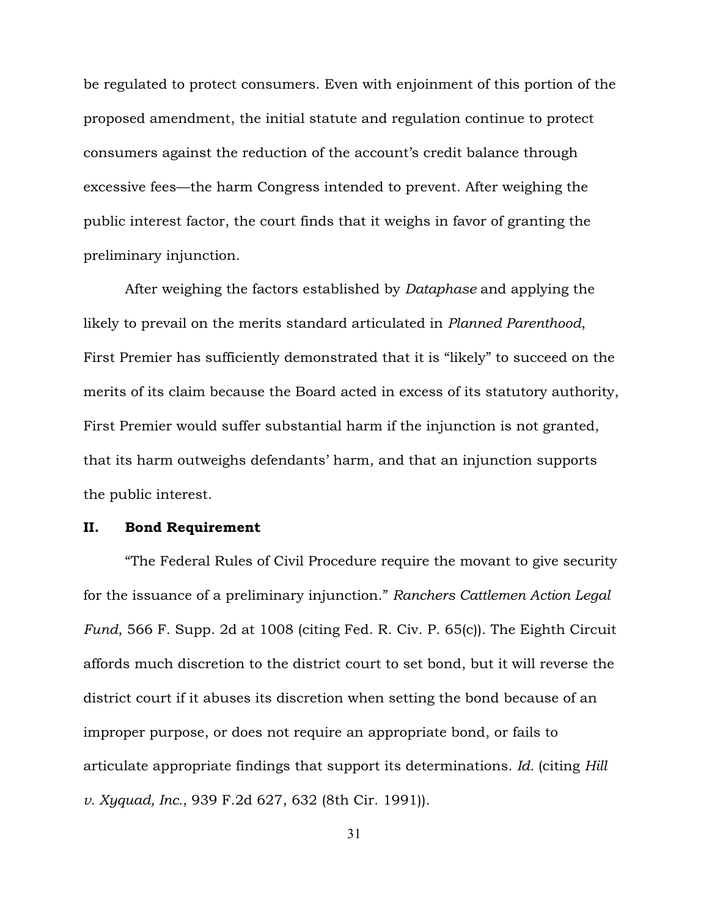be regulated to protect consumers. Even with enjoinment of this portion of the proposed amendment, the initial statute and regulation continue to protect consumers against the reduction of the account's credit balance through excessive fees—the harm Congress intended to prevent. After weighing the public interest factor, the court finds that it weighs in favor of granting the preliminary injunction.

After weighing the factors established by *Dataphase* and applying the likely to prevail on the merits standard articulated in *Planned Parenthood*, First Premier has sufficiently demonstrated that it is "likely" to succeed on the merits of its claim because the Board acted in excess of its statutory authority, First Premier would suffer substantial harm if the injunction is not granted, that its harm outweighs defendants' harm, and that an injunction supports the public interest.

## II. Bond Requirement

"The Federal Rules of Civil Procedure require the movant to give security for the issuance of a preliminary injunction." *Ranchers Cattlemen Action Legal Fund*, 566 F. Supp. 2d at 1008 (citing Fed. R. Civ. P. 65(c)). The Eighth Circuit affords much discretion to the district court to set bond, but it will reverse the district court if it abuses its discretion when setting the bond because of an improper purpose, or does not require an appropriate bond, or fails to articulate appropriate findings that support its determinations. *Id.* (citing *Hill v. Xyquad, Inc.*, 939 F.2d 627, 632 (8th Cir. 1991)).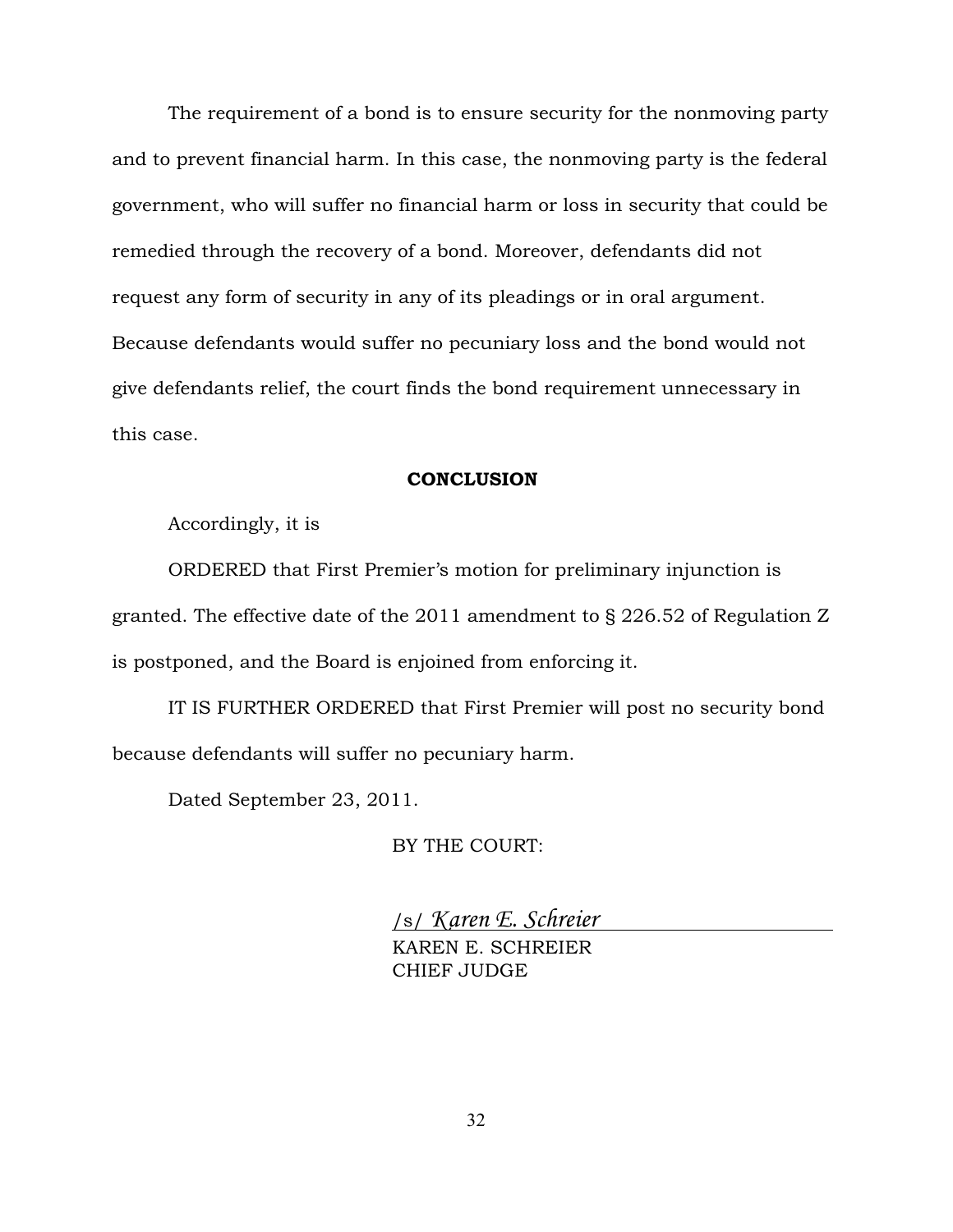The requirement of a bond is to ensure security for the nonmoving party and to prevent financial harm. In this case, the nonmoving party is the federal government, who will suffer no financial harm or loss in security that could be remedied through the recovery of a bond. Moreover, defendants did not request any form of security in any of its pleadings or in oral argument. Because defendants would suffer no pecuniary loss and the bond would not give defendants relief, the court finds the bond requirement unnecessary in this case.

**CONCLUSION**

Accordingly, it is

ORDERED that First Premier's motion for preliminary injunction is granted. The effective date of the 2011 amendment to § 226.52 of Regulation Z is postponed, and the Board is enjoined from enforcing it.

IT IS FURTHER ORDERED that First Premier will post no security bond because defendants will suffer no pecuniary harm.

Dated September 23, 2011.

BY THE COURT:

/s/ *Karen E. Schreier*
KAREN E. SCHREIER
CHIEF JUDGE